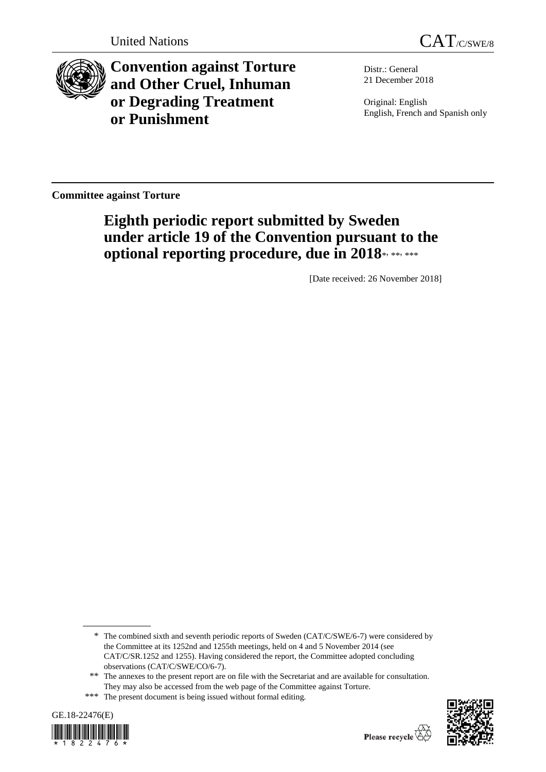United Nations

CAT/C/SWE/8

# Convention against Torture and Other Cruel, Inhuman or Degrading Treatment or Punishment

Distr.: General
21 December 2018

Original: English
English, French and Spanish only

**Committee against Torture**

## Eighth periodic report submitted by Sweden under article 19 of the Convention pursuant to the optional reporting procedure, due in 2018*, **, ***

[Date received: 26 November 2018]

\* The combined sixth and seventh periodic reports of Sweden (CAT/C/SWE/6-7) were considered by the Committee at its 1252nd and 1255th meetings, held on 4 and 5 November 2014 (see CAT/C/SR.1252 and 1255). Having considered the report, the Committee adopted concluding observations (CAT/C/SWE/CO/6-7).

\*\* The annexes to the present report are on file with the Secretariat and are available for consultation. They may also be accessed from the web page of the Committee against Torture.

\*\*\* The present document is being issued without formal editing.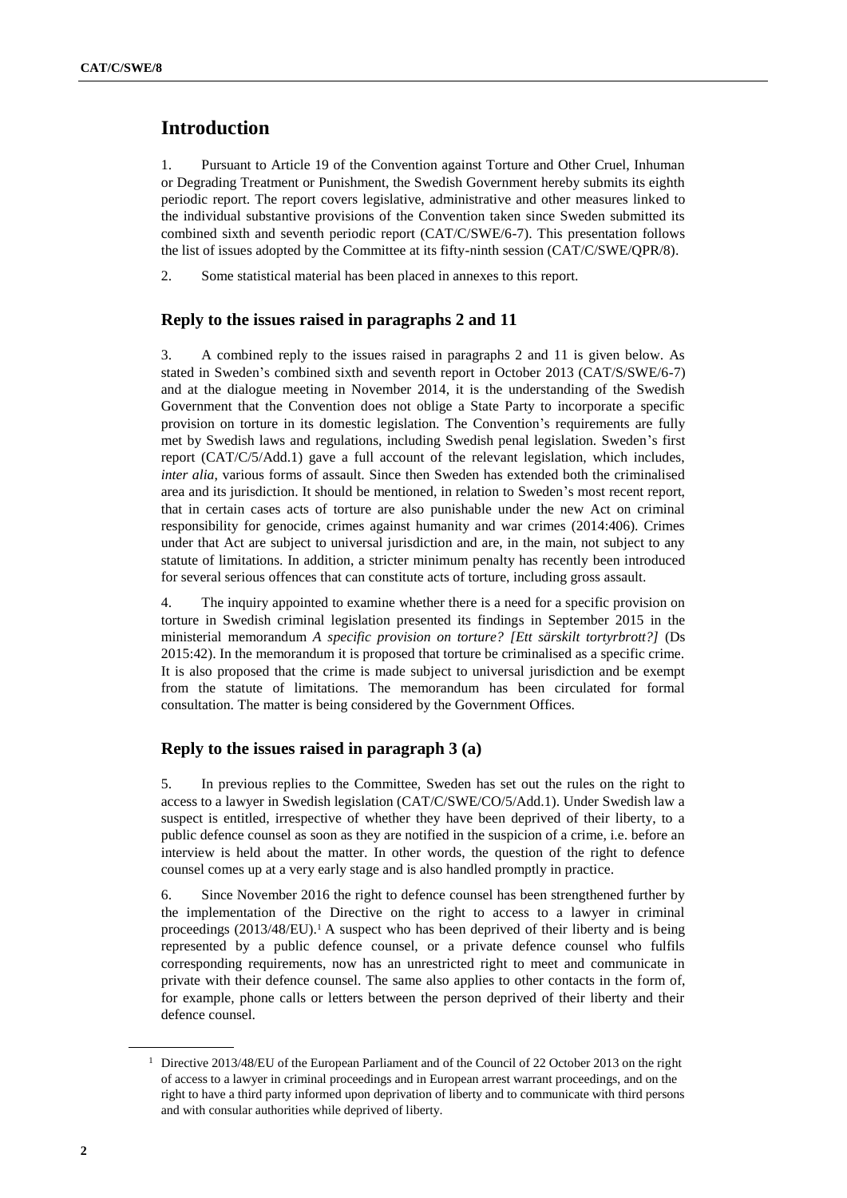# Introduction

1. Pursuant to Article 19 of the Convention against Torture and Other Cruel, Inhuman or Degrading Treatment or Punishment, the Swedish Government hereby submits its eighth periodic report. The report covers legislative, administrative and other measures linked to the individual substantive provisions of the Convention taken since Sweden submitted its combined sixth and seventh periodic report (CAT/C/SWE/6-7). This presentation follows the list of issues adopted by the Committee at its fifty-ninth session (CAT/C/SWE/QPR/8).

2. Some statistical material has been placed in annexes to this report.

## Reply to the issues raised in paragraphs 2 and 11

3. A combined reply to the issues raised in paragraphs 2 and 11 is given below. As stated in Sweden's combined sixth and seventh report in October 2013 (CAT/S/SWE/6-7) and at the dialogue meeting in November 2014, it is the understanding of the Swedish Government that the Convention does not oblige a State Party to incorporate a specific provision on torture in its domestic legislation. The Convention's requirements are fully met by Swedish laws and regulations, including Swedish penal legislation. Sweden's first report (CAT/C/5/Add.1) gave a full account of the relevant legislation, which includes, *inter alia,* various forms of assault. Since then Sweden has extended both the criminalised area and its jurisdiction. It should be mentioned, in relation to Sweden's most recent report, that in certain cases acts of torture are also punishable under the new Act on criminal responsibility for genocide, crimes against humanity and war crimes (2014:406). Crimes under that Act are subject to universal jurisdiction and are, in the main, not subject to any statute of limitations. In addition, a stricter minimum penalty has recently been introduced for several serious offences that can constitute acts of torture, including gross assault.

4. The inquiry appointed to examine whether there is a need for a specific provision on torture in Swedish criminal legislation presented its findings in September 2015 in the ministerial memorandum *A specific provision on torture? [Ett särskilt tortyrbrott?]* (Ds 2015:42). In the memorandum it is proposed that torture be criminalised as a specific crime. It is also proposed that the crime is made subject to universal jurisdiction and be exempt from the statute of limitations. The memorandum has been circulated for formal consultation. The matter is being considered by the Government Offices.

## Reply to the issues raised in paragraph 3 (a)

5. In previous replies to the Committee, Sweden has set out the rules on the right to access to a lawyer in Swedish legislation (CAT/C/SWE/CO/5/Add.1). Under Swedish law a suspect is entitled, irrespective of whether they have been deprived of their liberty, to a public defence counsel as soon as they are notified in the suspicion of a crime, i.e. before an interview is held about the matter. In other words, the question of the right to defence counsel comes up at a very early stage and is also handled promptly in practice.

6. Since November 2016 the right to defence counsel has been strengthened further by the implementation of the Directive on the right to access to a lawyer in criminal proceedings (2013/48/EU).[1] A suspect who has been deprived of their liberty and is being represented by a public defence counsel, or a private defence counsel who fulfils corresponding requirements, now has an unrestricted right to meet and communicate in private with their defence counsel. The same also applies to other contacts in the form of, for example, phone calls or letters between the person deprived of their liberty and their defence counsel.

[1] Directive 2013/48/EU of the European Parliament and of the Council of 22 October 2013 on the right of access to a lawyer in criminal proceedings and in European arrest warrant proceedings, and on the right to have a third party informed upon deprivation of liberty and to communicate with third persons and with consular authorities while deprived of liberty.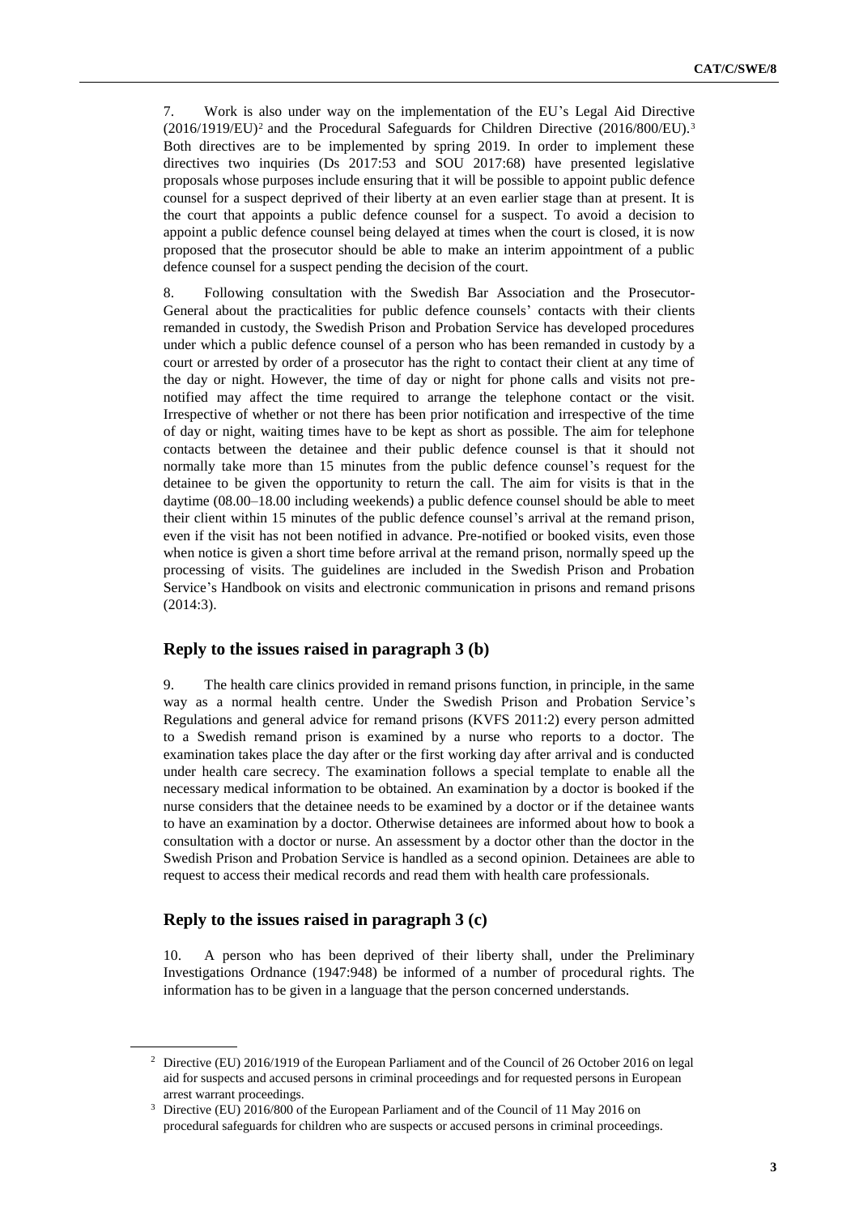7. Work is also under way on the implementation of the EU's Legal Aid Directive (2016/1919/EU)[2] and the Procedural Safeguards for Children Directive (2016/800/EU).[3] Both directives are to be implemented by spring 2019. In order to implement these directives two inquiries (Ds 2017:53 and SOU 2017:68) have presented legislative proposals whose purposes include ensuring that it will be possible to appoint public defence counsel for a suspect deprived of their liberty at an even earlier stage than at present. It is the court that appoints a public defence counsel for a suspect. To avoid a decision to appoint a public defence counsel being delayed at times when the court is closed, it is now proposed that the prosecutor should be able to make an interim appointment of a public defence counsel for a suspect pending the decision of the court.

8. Following consultation with the Swedish Bar Association and the Prosecutor-General about the practicalities for public defence counsels' contacts with their clients remanded in custody, the Swedish Prison and Probation Service has developed procedures under which a public defence counsel of a person who has been remanded in custody by a court or arrested by order of a prosecutor has the right to contact their client at any time of the day or night. However, the time of day or night for phone calls and visits not pre-notified may affect the time required to arrange the telephone contact or the visit. Irrespective of whether or not there has been prior notification and irrespective of the time of day or night, waiting times have to be kept as short as possible. The aim for telephone contacts between the detainee and their public defence counsel is that it should not normally take more than 15 minutes from the public defence counsel's request for the detainee to be given the opportunity to return the call. The aim for visits is that in the daytime (08.00–18.00 including weekends) a public defence counsel should be able to meet their client within 15 minutes of the public defence counsel's arrival at the remand prison, even if the visit has not been notified in advance. Pre-notified or booked visits, even those when notice is given a short time before arrival at the remand prison, normally speed up the processing of visits. The guidelines are included in the Swedish Prison and Probation Service's Handbook on visits and electronic communication in prisons and remand prisons (2014:3).

## Reply to the issues raised in paragraph 3 (b)

9. The health care clinics provided in remand prisons function, in principle, in the same way as a normal health centre. Under the Swedish Prison and Probation Service's Regulations and general advice for remand prisons (KVFS 2011:2) every person admitted to a Swedish remand prison is examined by a nurse who reports to a doctor. The examination takes place the day after or the first working day after arrival and is conducted under health care secrecy. The examination follows a special template to enable all the necessary medical information to be obtained. An examination by a doctor is booked if the nurse considers that the detainee needs to be examined by a doctor or if the detainee wants to have an examination by a doctor. Otherwise detainees are informed about how to book a consultation with a doctor or nurse. An assessment by a doctor other than the doctor in the Swedish Prison and Probation Service is handled as a second opinion. Detainees are able to request to access their medical records and read them with health care professionals.

## Reply to the issues raised in paragraph 3 (c)

10. A person who has been deprived of their liberty shall, under the Preliminary Investigations Ordnance (1947:948) be informed of a number of procedural rights. The information has to be given in a language that the person concerned understands.

[2] Directive (EU) 2016/1919 of the European Parliament and of the Council of 26 October 2016 on legal aid for suspects and accused persons in criminal proceedings and for requested persons in European arrest warrant proceedings.

[3] Directive (EU) 2016/800 of the European Parliament and of the Council of 11 May 2016 on procedural safeguards for children who are suspects or accused persons in criminal proceedings.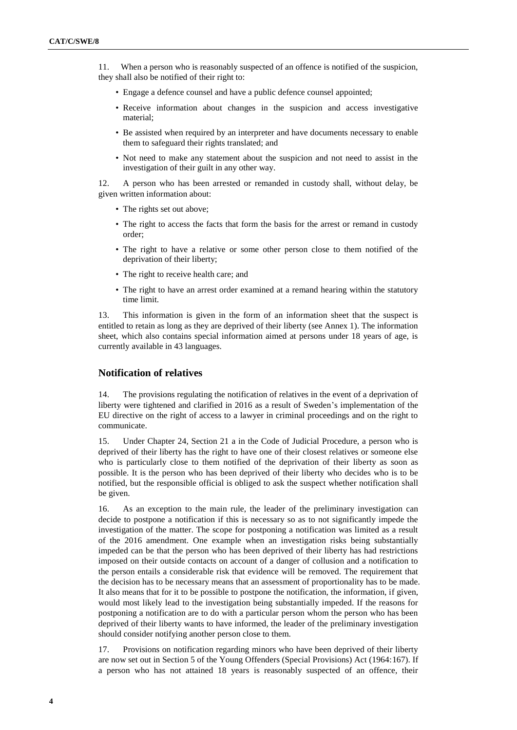11. When a person who is reasonably suspected of an offence is notified of the suspicion, they shall also be notified of their right to:

- Engage a defence counsel and have a public defence counsel appointed;
- Receive information about changes in the suspicion and access investigative material;
- Be assisted when required by an interpreter and have documents necessary to enable them to safeguard their rights translated; and
- Not need to make any statement about the suspicion and not need to assist in the investigation of their guilt in any other way.

12. A person who has been arrested or remanded in custody shall, without delay, be given written information about:

- The rights set out above;
- The right to access the facts that form the basis for the arrest or remand in custody order;
- The right to have a relative or some other person close to them notified of the deprivation of their liberty;
- The right to receive health care; and
- The right to have an arrest order examined at a remand hearing within the statutory time limit.

13. This information is given in the form of an information sheet that the suspect is entitled to retain as long as they are deprived of their liberty (see Annex 1). The information sheet, which also contains special information aimed at persons under 18 years of age, is currently available in 43 languages.

## Notification of relatives

14. The provisions regulating the notification of relatives in the event of a deprivation of liberty were tightened and clarified in 2016 as a result of Sweden's implementation of the EU directive on the right of access to a lawyer in criminal proceedings and on the right to communicate.

15. Under Chapter 24, Section 21 a in the Code of Judicial Procedure, a person who is deprived of their liberty has the right to have one of their closest relatives or someone else who is particularly close to them notified of the deprivation of their liberty as soon as possible. It is the person who has been deprived of their liberty who decides who is to be notified, but the responsible official is obliged to ask the suspect whether notification shall be given.

16. As an exception to the main rule, the leader of the preliminary investigation can decide to postpone a notification if this is necessary so as to not significantly impede the investigation of the matter. The scope for postponing a notification was limited as a result of the 2016 amendment. One example when an investigation risks being substantially impeded can be that the person who has been deprived of their liberty has had restrictions imposed on their outside contacts on account of a danger of collusion and a notification to the person entails a considerable risk that evidence will be removed. The requirement that the decision has to be necessary means that an assessment of proportionality has to be made. It also means that for it to be possible to postpone the notification, the information, if given, would most likely lead to the investigation being substantially impeded. If the reasons for postponing a notification are to do with a particular person whom the person who has been deprived of their liberty wants to have informed, the leader of the preliminary investigation should consider notifying another person close to them.

17. Provisions on notification regarding minors who have been deprived of their liberty are now set out in Section 5 of the Young Offenders (Special Provisions) Act (1964:167). If a person who has not attained 18 years is reasonably suspected of an offence, their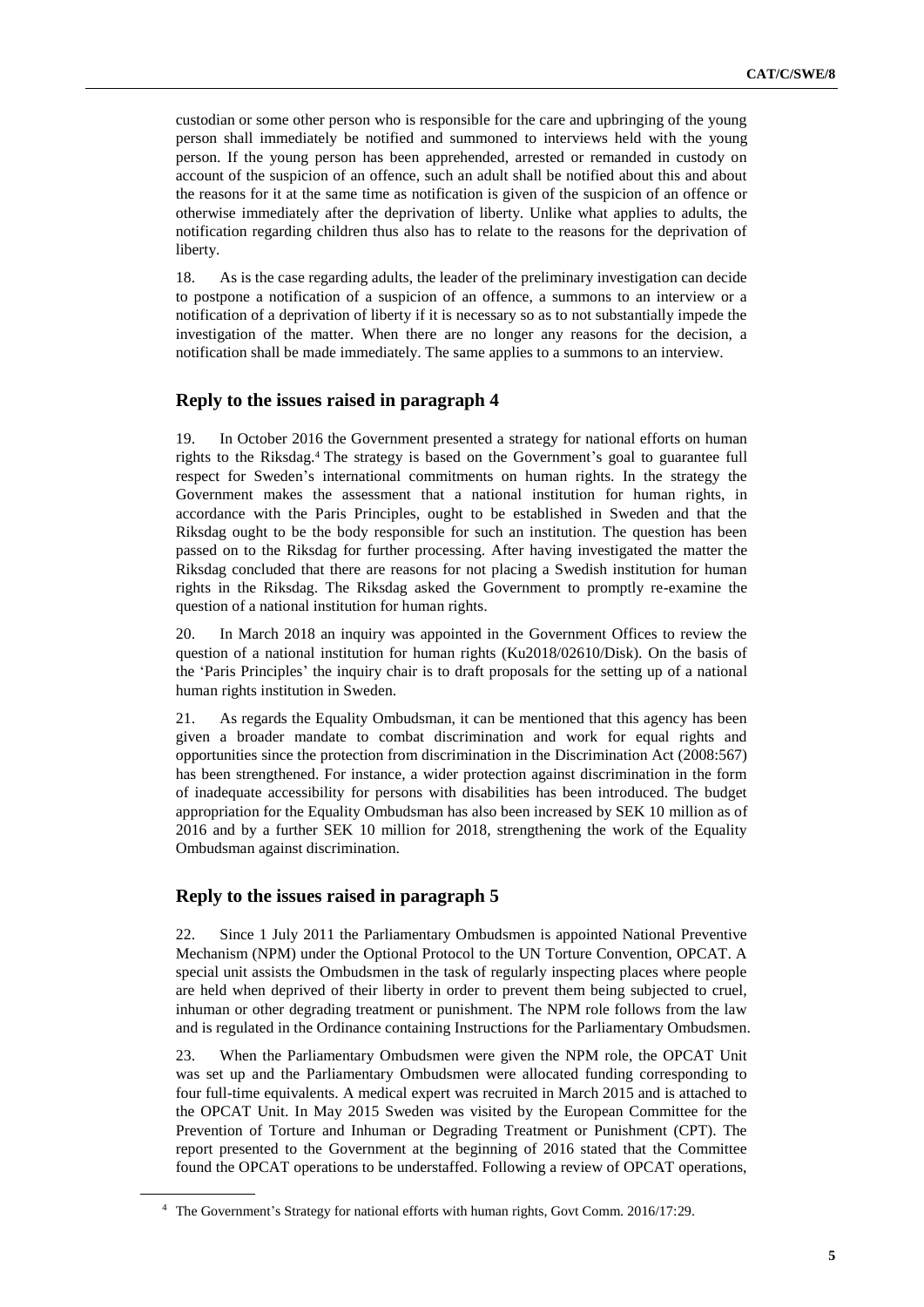custodian or some other person who is responsible for the care and upbringing of the young person shall immediately be notified and summoned to interviews held with the young person. If the young person has been apprehended, arrested or remanded in custody on account of the suspicion of an offence, such an adult shall be notified about this and about the reasons for it at the same time as notification is given of the suspicion of an offence or otherwise immediately after the deprivation of liberty. Unlike what applies to adults, the notification regarding children thus also has to relate to the reasons for the deprivation of liberty.

18. As is the case regarding adults, the leader of the preliminary investigation can decide to postpone a notification of a suspicion of an offence, a summons to an interview or a notification of a deprivation of liberty if it is necessary so as to not substantially impede the investigation of the matter. When there are no longer any reasons for the decision, a notification shall be made immediately. The same applies to a summons to an interview.

## Reply to the issues raised in paragraph 4

19. In October 2016 the Government presented a strategy for national efforts on human rights to the Riksdag.[4] The strategy is based on the Government's goal to guarantee full respect for Sweden's international commitments on human rights. In the strategy the Government makes the assessment that a national institution for human rights, in accordance with the Paris Principles, ought to be established in Sweden and that the Riksdag ought to be the body responsible for such an institution. The question has been passed on to the Riksdag for further processing. After having investigated the matter the Riksdag concluded that there are reasons for not placing a Swedish institution for human rights in the Riksdag. The Riksdag asked the Government to promptly re-examine the question of a national institution for human rights.

20. In March 2018 an inquiry was appointed in the Government Offices to review the question of a national institution for human rights (Ku2018/02610/Disk). On the basis of the 'Paris Principles' the inquiry chair is to draft proposals for the setting up of a national human rights institution in Sweden.

21. As regards the Equality Ombudsman, it can be mentioned that this agency has been given a broader mandate to combat discrimination and work for equal rights and opportunities since the protection from discrimination in the Discrimination Act (2008:567) has been strengthened. For instance, a wider protection against discrimination in the form of inadequate accessibility for persons with disabilities has been introduced. The budget appropriation for the Equality Ombudsman has also been increased by SEK 10 million as of 2016 and by a further SEK 10 million for 2018, strengthening the work of the Equality Ombudsman against discrimination.

## Reply to the issues raised in paragraph 5

22. Since 1 July 2011 the Parliamentary Ombudsmen is appointed National Preventive Mechanism (NPM) under the Optional Protocol to the UN Torture Convention, OPCAT. A special unit assists the Ombudsmen in the task of regularly inspecting places where people are held when deprived of their liberty in order to prevent them being subjected to cruel, inhuman or other degrading treatment or punishment. The NPM role follows from the law and is regulated in the Ordinance containing Instructions for the Parliamentary Ombudsmen.

23. When the Parliamentary Ombudsmen were given the NPM role, the OPCAT Unit was set up and the Parliamentary Ombudsmen were allocated funding corresponding to four full-time equivalents. A medical expert was recruited in March 2015 and is attached to the OPCAT Unit. In May 2015 Sweden was visited by the European Committee for the Prevention of Torture and Inhuman or Degrading Treatment or Punishment (CPT). The report presented to the Government at the beginning of 2016 stated that the Committee found the OPCAT operations to be understaffed. Following a review of OPCAT operations,

[4] The Government's Strategy for national efforts with human rights, Govt Comm. 2016/17:29.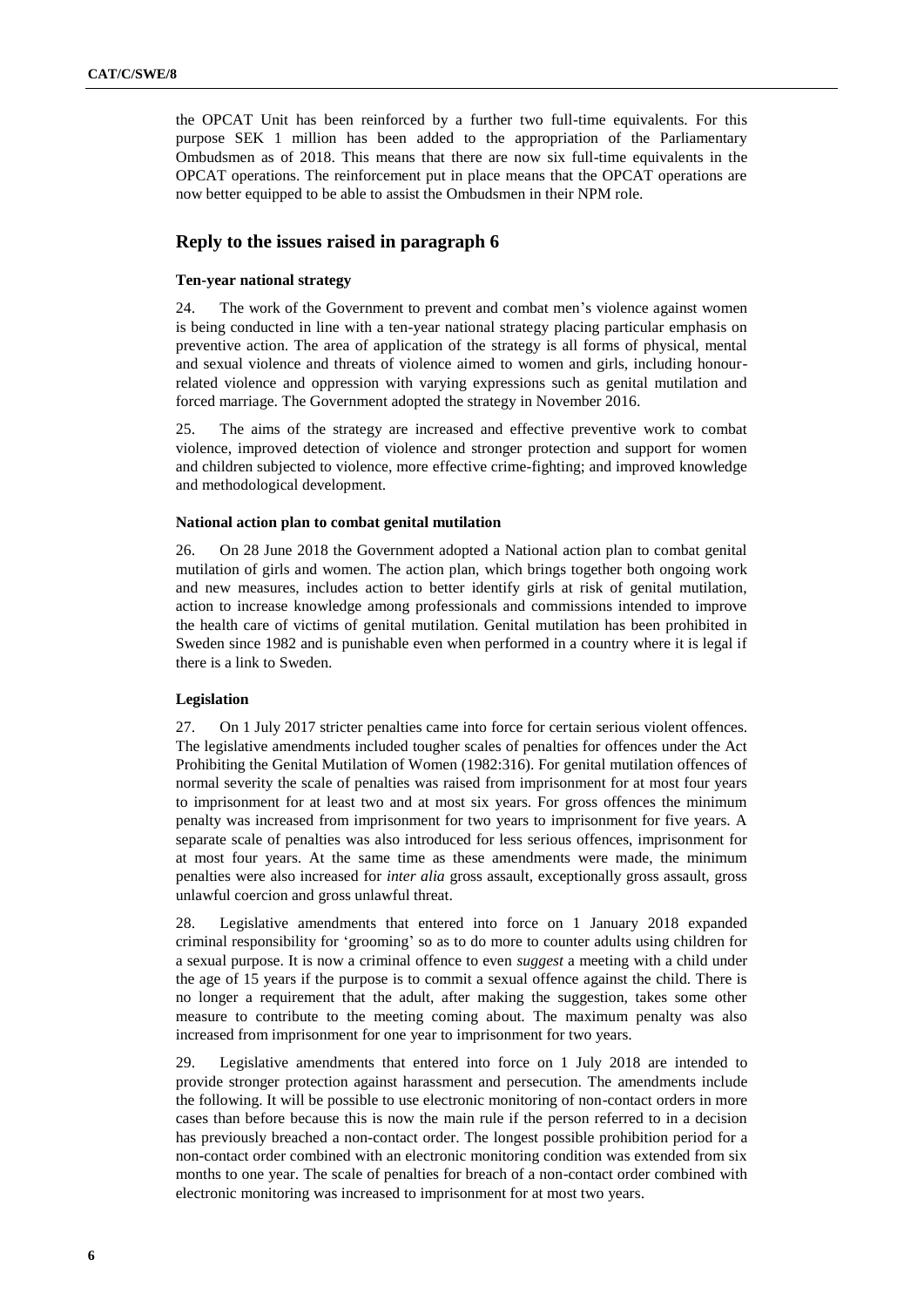the OPCAT Unit has been reinforced by a further two full-time equivalents. For this purpose SEK 1 million has been added to the appropriation of the Parliamentary Ombudsmen as of 2018. This means that there are now six full-time equivalents in the OPCAT operations. The reinforcement put in place means that the OPCAT operations are now better equipped to be able to assist the Ombudsmen in their NPM role.

## Reply to the issues raised in paragraph 6

#### Ten-year national strategy

24. The work of the Government to prevent and combat men's violence against women is being conducted in line with a ten-year national strategy placing particular emphasis on preventive action. The area of application of the strategy is all forms of physical, mental and sexual violence and threats of violence aimed to women and girls, including honour-related violence and oppression with varying expressions such as genital mutilation and forced marriage. The Government adopted the strategy in November 2016.

25. The aims of the strategy are increased and effective preventive work to combat violence, improved detection of violence and stronger protection and support for women and children subjected to violence, more effective crime-fighting; and improved knowledge and methodological development.

#### National action plan to combat genital mutilation

26. On 28 June 2018 the Government adopted a National action plan to combat genital mutilation of girls and women. The action plan, which brings together both ongoing work and new measures, includes action to better identify girls at risk of genital mutilation, action to increase knowledge among professionals and commissions intended to improve the health care of victims of genital mutilation. Genital mutilation has been prohibited in Sweden since 1982 and is punishable even when performed in a country where it is legal if there is a link to Sweden.

#### Legislation

27. On 1 July 2017 stricter penalties came into force for certain serious violent offences. The legislative amendments included tougher scales of penalties for offences under the Act Prohibiting the Genital Mutilation of Women (1982:316). For genital mutilation offences of normal severity the scale of penalties was raised from imprisonment for at most four years to imprisonment for at least two and at most six years. For gross offences the minimum penalty was increased from imprisonment for two years to imprisonment for five years. A separate scale of penalties was also introduced for less serious offences, imprisonment for at most four years. At the same time as these amendments were made, the minimum penalties were also increased for *inter alia* gross assault, exceptionally gross assault, gross unlawful coercion and gross unlawful threat.

28. Legislative amendments that entered into force on 1 January 2018 expanded criminal responsibility for 'grooming' so as to do more to counter adults using children for a sexual purpose. It is now a criminal offence to even *suggest* a meeting with a child under the age of 15 years if the purpose is to commit a sexual offence against the child. There is no longer a requirement that the adult, after making the suggestion, takes some other measure to contribute to the meeting coming about. The maximum penalty was also increased from imprisonment for one year to imprisonment for two years.

29. Legislative amendments that entered into force on 1 July 2018 are intended to provide stronger protection against harassment and persecution. The amendments include the following. It will be possible to use electronic monitoring of non-contact orders in more cases than before because this is now the main rule if the person referred to in a decision has previously breached a non-contact order. The longest possible prohibition period for a non-contact order combined with an electronic monitoring condition was extended from six months to one year. The scale of penalties for breach of a non-contact order combined with electronic monitoring was increased to imprisonment for at most two years.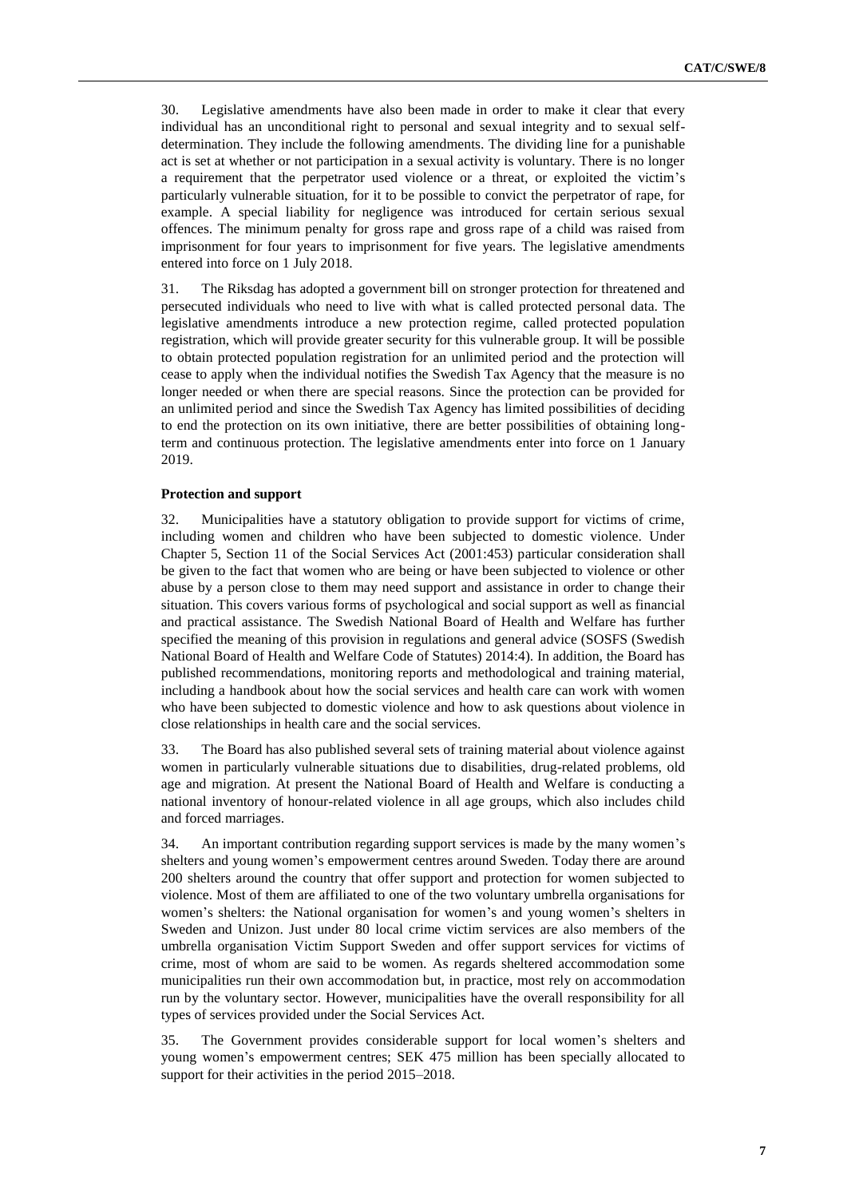30. Legislative amendments have also been made in order to make it clear that every individual has an unconditional right to personal and sexual integrity and to sexual self-determination. They include the following amendments. The dividing line for a punishable act is set at whether or not participation in a sexual activity is voluntary. There is no longer a requirement that the perpetrator used violence or a threat, or exploited the victim's particularly vulnerable situation, for it to be possible to convict the perpetrator of rape, for example. A special liability for negligence was introduced for certain serious sexual offences. The minimum penalty for gross rape and gross rape of a child was raised from imprisonment for four years to imprisonment for five years. The legislative amendments entered into force on 1 July 2018.

31. The Riksdag has adopted a government bill on stronger protection for threatened and persecuted individuals who need to live with what is called protected personal data. The legislative amendments introduce a new protection regime, called protected population registration, which will provide greater security for this vulnerable group. It will be possible to obtain protected population registration for an unlimited period and the protection will cease to apply when the individual notifies the Swedish Tax Agency that the measure is no longer needed or when there are special reasons. Since the protection can be provided for an unlimited period and since the Swedish Tax Agency has limited possibilities of deciding to end the protection on its own initiative, there are better possibilities of obtaining long-term and continuous protection. The legislative amendments enter into force on 1 January 2019.

**Protection and support**

32. Municipalities have a statutory obligation to provide support for victims of crime, including women and children who have been subjected to domestic violence. Under Chapter 5, Section 11 of the Social Services Act (2001:453) particular consideration shall be given to the fact that women who are being or have been subjected to violence or other abuse by a person close to them may need support and assistance in order to change their situation. This covers various forms of psychological and social support as well as financial and practical assistance. The Swedish National Board of Health and Welfare has further specified the meaning of this provision in regulations and general advice (SOSFS (Swedish National Board of Health and Welfare Code of Statutes) 2014:4). In addition, the Board has published recommendations, monitoring reports and methodological and training material, including a handbook about how the social services and health care can work with women who have been subjected to domestic violence and how to ask questions about violence in close relationships in health care and the social services.

33. The Board has also published several sets of training material about violence against women in particularly vulnerable situations due to disabilities, drug-related problems, old age and migration. At present the National Board of Health and Welfare is conducting a national inventory of honour-related violence in all age groups, which also includes child and forced marriages.

34. An important contribution regarding support services is made by the many women's shelters and young women's empowerment centres around Sweden. Today there are around 200 shelters around the country that offer support and protection for women subjected to violence. Most of them are affiliated to one of the two voluntary umbrella organisations for women's shelters: the National organisation for women's and young women's shelters in Sweden and Unizon. Just under 80 local crime victim services are also members of the umbrella organisation Victim Support Sweden and offer support services for victims of crime, most of whom are said to be women. As regards sheltered accommodation some municipalities run their own accommodation but, in practice, most rely on accommodation run by the voluntary sector. However, municipalities have the overall responsibility for all types of services provided under the Social Services Act.

35. The Government provides considerable support for local women's shelters and young women's empowerment centres; SEK 475 million has been specially allocated to support for their activities in the period 2015–2018.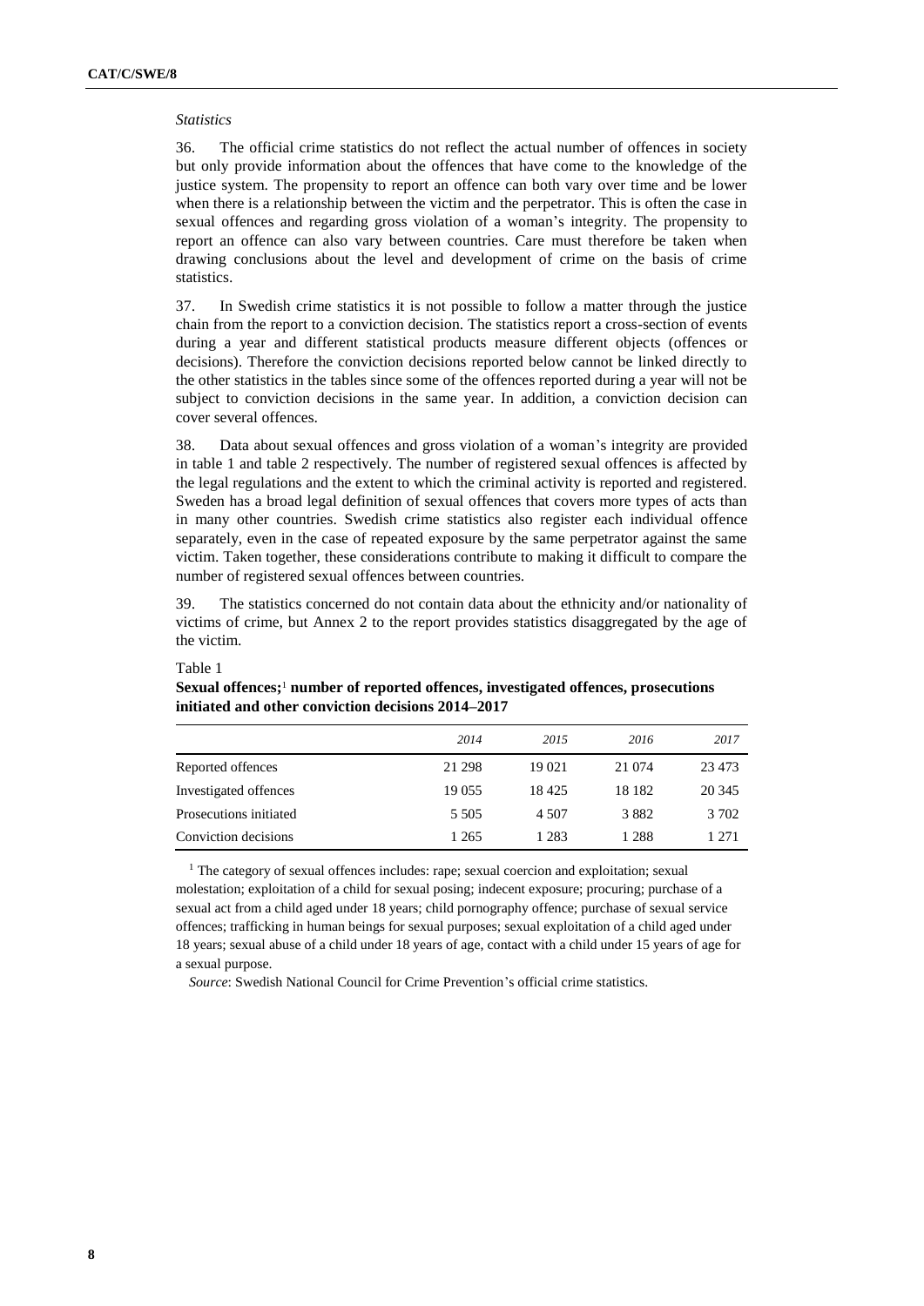*Statistics*

36. The official crime statistics do not reflect the actual number of offences in society but only provide information about the offences that have come to the knowledge of the justice system. The propensity to report an offence can both vary over time and be lower when there is a relationship between the victim and the perpetrator. This is often the case in sexual offences and regarding gross violation of a woman's integrity. The propensity to report an offence can also vary between countries. Care must therefore be taken when drawing conclusions about the level and development of crime on the basis of crime statistics.

37. In Swedish crime statistics it is not possible to follow a matter through the justice chain from the report to a conviction decision. The statistics report a cross-section of events during a year and different statistical products measure different objects (offences or decisions). Therefore the conviction decisions reported below cannot be linked directly to the other statistics in the tables since some of the offences reported during a year will not be subject to conviction decisions in the same year. In addition, a conviction decision can cover several offences.

38. Data about sexual offences and gross violation of a woman's integrity are provided in table 1 and table 2 respectively. The number of registered sexual offences is affected by the legal regulations and the extent to which the criminal activity is reported and registered. Sweden has a broad legal definition of sexual offences that covers more types of acts than in many other countries. Swedish crime statistics also register each individual offence separately, even in the case of repeated exposure by the same perpetrator against the same victim. Taken together, these considerations contribute to making it difficult to compare the number of registered sexual offences between countries.

39. The statistics concerned do not contain data about the ethnicity and/or nationality of victims of crime, but Annex 2 to the report provides statistics disaggregated by the age of the victim.

Table 1

**Sexual offences;[1] number of reported offences, investigated offences, prosecutions initiated and other conviction decisions 2014–2017**

| | *2014* | *2015* | *2016* | *2017* |
|---|---|---|---|---|
| Reported offences | 21 298 | 19 021 | 21 074 | 23 473 |
| Investigated offences | 19 055 | 18 425 | 18 182 | 20 345 |
| Prosecutions initiated | 5 505 | 4 507 | 3 882 | 3 702 |
| Conviction decisions | 1 265 | 1 283 | 1 288 | 1 271 |

[1] The category of sexual offences includes: rape; sexual coercion and exploitation; sexual molestation; exploitation of a child for sexual posing; indecent exposure; procuring; purchase of a sexual act from a child aged under 18 years; child pornography offence; purchase of sexual service offences; trafficking in human beings for sexual purposes; sexual exploitation of a child aged under 18 years; sexual abuse of a child under 18 years of age, contact with a child under 15 years of age for a sexual purpose.

*Source*: Swedish National Council for Crime Prevention's official crime statistics.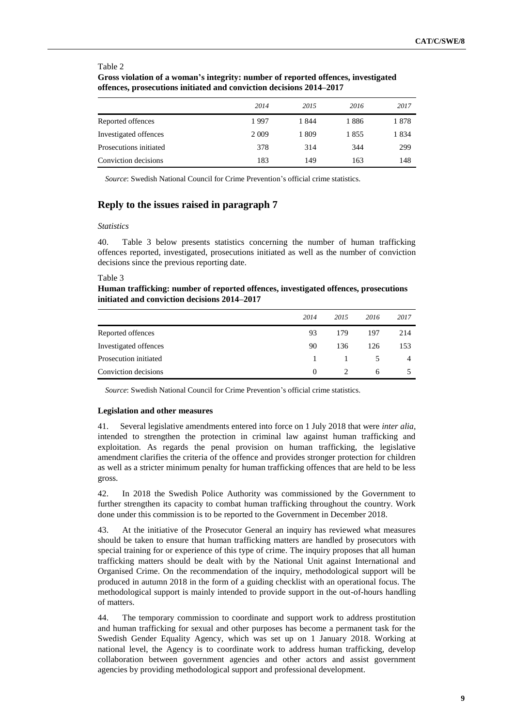Table 2

**Gross violation of a woman's integrity: number of reported offences, investigated offences, prosecutions initiated and conviction decisions 2014–2017**

| | *2014* | *2015* | *2016* | *2017* |
|---|---|---|---|---|
| Reported offences | 1 997 | 1 844 | 1 886 | 1 878 |
| Investigated offences | 2 009 | 1 809 | 1 855 | 1 834 |
| Prosecutions initiated | 378 | 314 | 344 | 299 |
| Conviction decisions | 183 | 149 | 163 | 148 |

*Source*: Swedish National Council for Crime Prevention's official crime statistics.

## Reply to the issues raised in paragraph 7

*Statistics*

40. Table 3 below presents statistics concerning the number of human trafficking offences reported, investigated, prosecutions initiated as well as the number of conviction decisions since the previous reporting date.

Table 3

**Human trafficking: number of reported offences, investigated offences, prosecutions initiated and conviction decisions 2014–2017**

| | *2014* | *2015* | *2016* | *2017* |
|---|---|---|---|---|
| Reported offences | 93 | 179 | 197 | 214 |
| Investigated offences | 90 | 136 | 126 | 153 |
| Prosecution initiated | 1 | 1 | 5 | 4 |
| Conviction decisions | 0 | 2 | 6 | 5 |

*Source*: Swedish National Council for Crime Prevention's official crime statistics.

### Legislation and other measures

41. Several legislative amendments entered into force on 1 July 2018 that were *inter alia*, intended to strengthen the protection in criminal law against human trafficking and exploitation. As regards the penal provision on human trafficking, the legislative amendment clarifies the criteria of the offence and provides stronger protection for children as well as a stricter minimum penalty for human trafficking offences that are held to be less gross.

42. In 2018 the Swedish Police Authority was commissioned by the Government to further strengthen its capacity to combat human trafficking throughout the country. Work done under this commission is to be reported to the Government in December 2018.

43. At the initiative of the Prosecutor General an inquiry has reviewed what measures should be taken to ensure that human trafficking matters are handled by prosecutors with special training for or experience of this type of crime. The inquiry proposes that all human trafficking matters should be dealt with by the National Unit against International and Organised Crime. On the recommendation of the inquiry, methodological support will be produced in autumn 2018 in the form of a guiding checklist with an operational focus. The methodological support is mainly intended to provide support in the out-of-hours handling of matters.

44. The temporary commission to coordinate and support work to address prostitution and human trafficking for sexual and other purposes has become a permanent task for the Swedish Gender Equality Agency, which was set up on 1 January 2018. Working at national level, the Agency is to coordinate work to address human trafficking, develop collaboration between government agencies and other actors and assist government agencies by providing methodological support and professional development.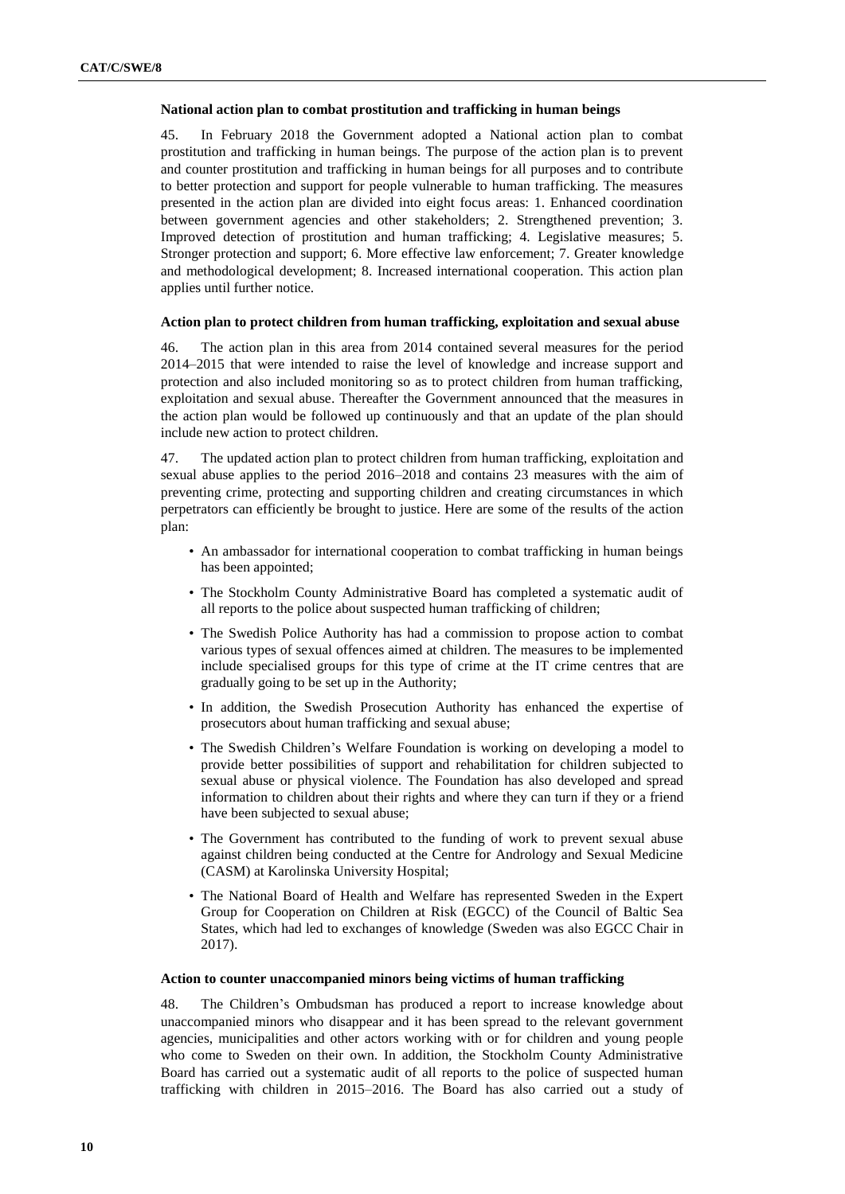### National action plan to combat prostitution and trafficking in human beings

45. In February 2018 the Government adopted a National action plan to combat prostitution and trafficking in human beings. The purpose of the action plan is to prevent and counter prostitution and trafficking in human beings for all purposes and to contribute to better protection and support for people vulnerable to human trafficking. The measures presented in the action plan are divided into eight focus areas: 1. Enhanced coordination between government agencies and other stakeholders; 2. Strengthened prevention; 3. Improved detection of prostitution and human trafficking; 4. Legislative measures; 5. Stronger protection and support; 6. More effective law enforcement; 7. Greater knowledge and methodological development; 8. Increased international cooperation. This action plan applies until further notice.

### Action plan to protect children from human trafficking, exploitation and sexual abuse

46. The action plan in this area from 2014 contained several measures for the period 2014–2015 that were intended to raise the level of knowledge and increase support and protection and also included monitoring so as to protect children from human trafficking, exploitation and sexual abuse. Thereafter the Government announced that the measures in the action plan would be followed up continuously and that an update of the plan should include new action to protect children.

47. The updated action plan to protect children from human trafficking, exploitation and sexual abuse applies to the period 2016–2018 and contains 23 measures with the aim of preventing crime, protecting and supporting children and creating circumstances in which perpetrators can efficiently be brought to justice. Here are some of the results of the action plan:

- An ambassador for international cooperation to combat trafficking in human beings has been appointed;
- The Stockholm County Administrative Board has completed a systematic audit of all reports to the police about suspected human trafficking of children;
- The Swedish Police Authority has had a commission to propose action to combat various types of sexual offences aimed at children. The measures to be implemented include specialised groups for this type of crime at the IT crime centres that are gradually going to be set up in the Authority;
- In addition, the Swedish Prosecution Authority has enhanced the expertise of prosecutors about human trafficking and sexual abuse;
- The Swedish Children's Welfare Foundation is working on developing a model to provide better possibilities of support and rehabilitation for children subjected to sexual abuse or physical violence. The Foundation has also developed and spread information to children about their rights and where they can turn if they or a friend have been subjected to sexual abuse;
- The Government has contributed to the funding of work to prevent sexual abuse against children being conducted at the Centre for Andrology and Sexual Medicine (CASM) at Karolinska University Hospital;
- The National Board of Health and Welfare has represented Sweden in the Expert Group for Cooperation on Children at Risk (EGCC) of the Council of Baltic Sea States, which had led to exchanges of knowledge (Sweden was also EGCC Chair in 2017).

### Action to counter unaccompanied minors being victims of human trafficking

48. The Children's Ombudsman has produced a report to increase knowledge about unaccompanied minors who disappear and it has been spread to the relevant government agencies, municipalities and other actors working with or for children and young people who come to Sweden on their own. In addition, the Stockholm County Administrative Board has carried out a systematic audit of all reports to the police of suspected human trafficking with children in 2015–2016. The Board has also carried out a study of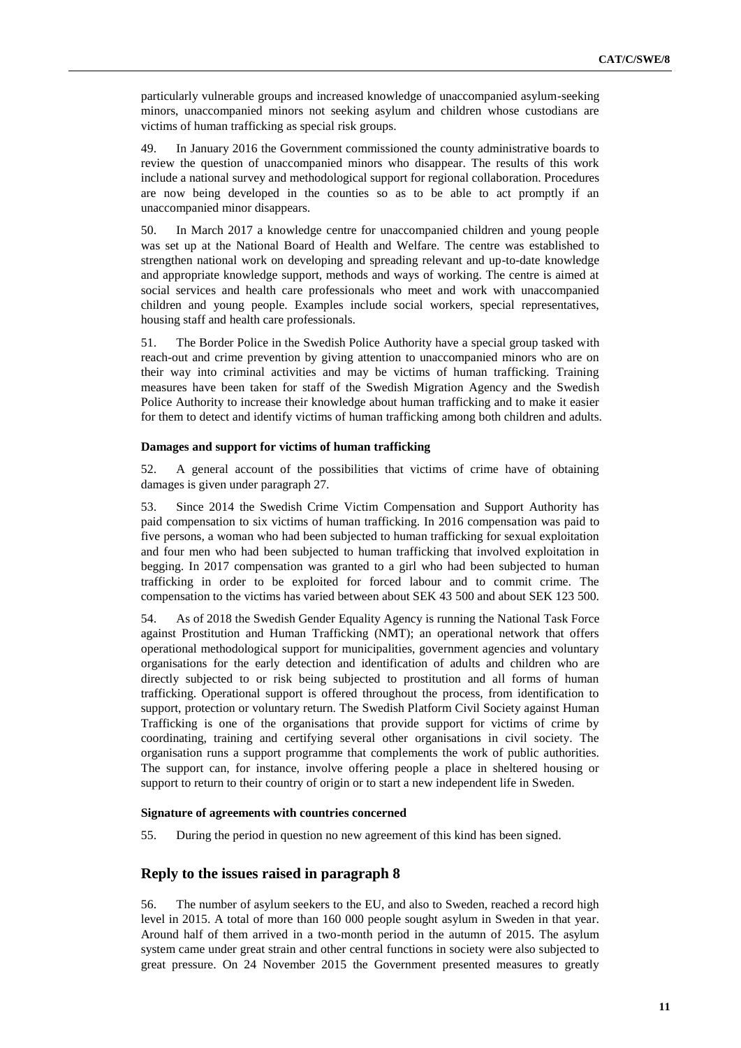particularly vulnerable groups and increased knowledge of unaccompanied asylum-seeking minors, unaccompanied minors not seeking asylum and children whose custodians are victims of human trafficking as special risk groups.

49. In January 2016 the Government commissioned the county administrative boards to review the question of unaccompanied minors who disappear. The results of this work include a national survey and methodological support for regional collaboration. Procedures are now being developed in the counties so as to be able to act promptly if an unaccompanied minor disappears.

50. In March 2017 a knowledge centre for unaccompanied children and young people was set up at the National Board of Health and Welfare. The centre was established to strengthen national work on developing and spreading relevant and up-to-date knowledge and appropriate knowledge support, methods and ways of working. The centre is aimed at social services and health care professionals who meet and work with unaccompanied children and young people. Examples include social workers, special representatives, housing staff and health care professionals.

51. The Border Police in the Swedish Police Authority have a special group tasked with reach-out and crime prevention by giving attention to unaccompanied minors who are on their way into criminal activities and may be victims of human trafficking. Training measures have been taken for staff of the Swedish Migration Agency and the Swedish Police Authority to increase their knowledge about human trafficking and to make it easier for them to detect and identify victims of human trafficking among both children and adults.

#### Damages and support for victims of human trafficking

52. A general account of the possibilities that victims of crime have of obtaining damages is given under paragraph 27.

53. Since 2014 the Swedish Crime Victim Compensation and Support Authority has paid compensation to six victims of human trafficking. In 2016 compensation was paid to five persons, a woman who had been subjected to human trafficking for sexual exploitation and four men who had been subjected to human trafficking that involved exploitation in begging. In 2017 compensation was granted to a girl who had been subjected to human trafficking in order to be exploited for forced labour and to commit crime. The compensation to the victims has varied between about SEK 43 500 and about SEK 123 500.

54. As of 2018 the Swedish Gender Equality Agency is running the National Task Force against Prostitution and Human Trafficking (NMT); an operational network that offers operational methodological support for municipalities, government agencies and voluntary organisations for the early detection and identification of adults and children who are directly subjected to or risk being subjected to prostitution and all forms of human trafficking. Operational support is offered throughout the process, from identification to support, protection or voluntary return. The Swedish Platform Civil Society against Human Trafficking is one of the organisations that provide support for victims of crime by coordinating, training and certifying several other organisations in civil society. The organisation runs a support programme that complements the work of public authorities. The support can, for instance, involve offering people a place in sheltered housing or support to return to their country of origin or to start a new independent life in Sweden.

#### Signature of agreements with countries concerned

55. During the period in question no new agreement of this kind has been signed.

## Reply to the issues raised in paragraph 8

56. The number of asylum seekers to the EU, and also to Sweden, reached a record high level in 2015. A total of more than 160 000 people sought asylum in Sweden in that year. Around half of them arrived in a two-month period in the autumn of 2015. The asylum system came under great strain and other central functions in society were also subjected to great pressure. On 24 November 2015 the Government presented measures to greatly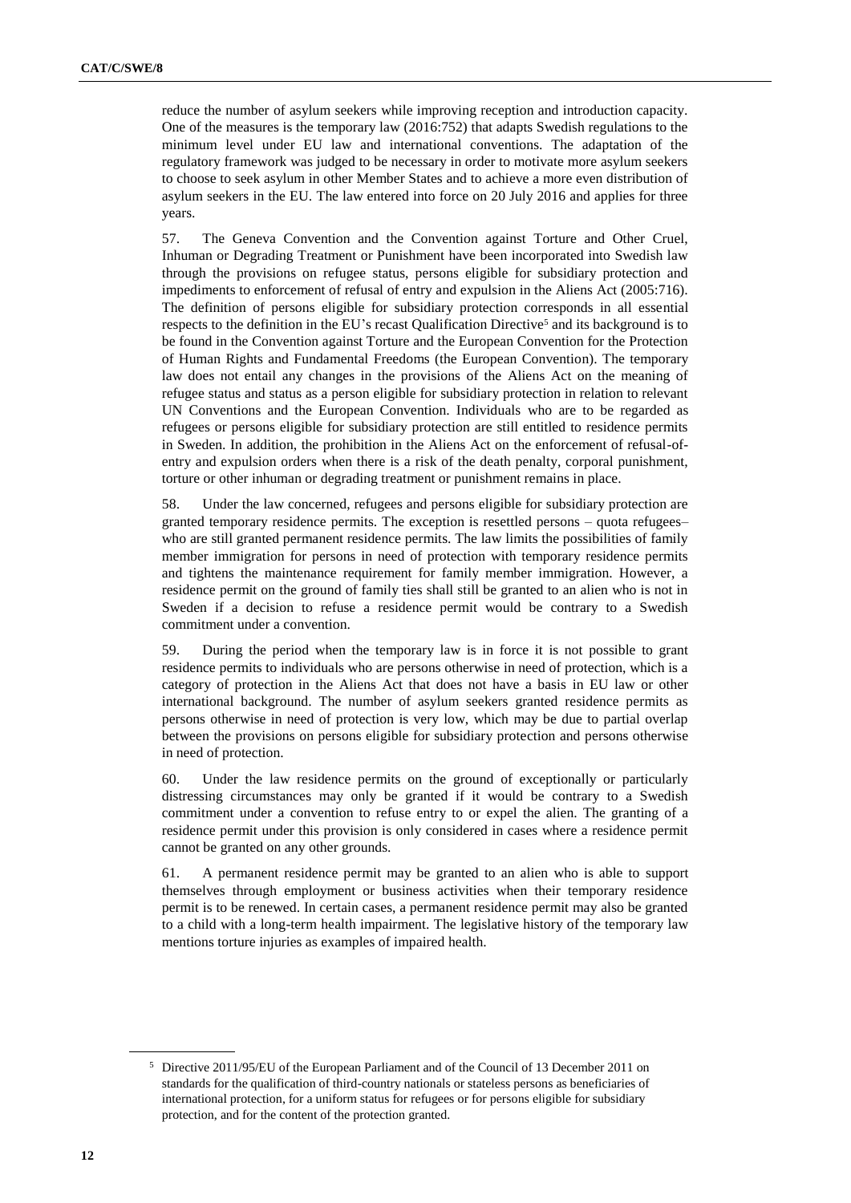reduce the number of asylum seekers while improving reception and introduction capacity. One of the measures is the temporary law (2016:752) that adapts Swedish regulations to the minimum level under EU law and international conventions. The adaptation of the regulatory framework was judged to be necessary in order to motivate more asylum seekers to choose to seek asylum in other Member States and to achieve a more even distribution of asylum seekers in the EU. The law entered into force on 20 July 2016 and applies for three years.

57. The Geneva Convention and the Convention against Torture and Other Cruel, Inhuman or Degrading Treatment or Punishment have been incorporated into Swedish law through the provisions on refugee status, persons eligible for subsidiary protection and impediments to enforcement of refusal of entry and expulsion in the Aliens Act (2005:716). The definition of persons eligible for subsidiary protection corresponds in all essential respects to the definition in the EU's recast Qualification Directive[5] and its background is to be found in the Convention against Torture and the European Convention for the Protection of Human Rights and Fundamental Freedoms (the European Convention). The temporary law does not entail any changes in the provisions of the Aliens Act on the meaning of refugee status and status as a person eligible for subsidiary protection in relation to relevant UN Conventions and the European Convention. Individuals who are to be regarded as refugees or persons eligible for subsidiary protection are still entitled to residence permits in Sweden. In addition, the prohibition in the Aliens Act on the enforcement of refusal-of-entry and expulsion orders when there is a risk of the death penalty, corporal punishment, torture or other inhuman or degrading treatment or punishment remains in place.

58. Under the law concerned, refugees and persons eligible for subsidiary protection are granted temporary residence permits. The exception is resettled persons – quota refugees– who are still granted permanent residence permits. The law limits the possibilities of family member immigration for persons in need of protection with temporary residence permits and tightens the maintenance requirement for family member immigration. However, a residence permit on the ground of family ties shall still be granted to an alien who is not in Sweden if a decision to refuse a residence permit would be contrary to a Swedish commitment under a convention.

59. During the period when the temporary law is in force it is not possible to grant residence permits to individuals who are persons otherwise in need of protection, which is a category of protection in the Aliens Act that does not have a basis in EU law or other international background. The number of asylum seekers granted residence permits as persons otherwise in need of protection is very low, which may be due to partial overlap between the provisions on persons eligible for subsidiary protection and persons otherwise in need of protection.

60. Under the law residence permits on the ground of exceptionally or particularly distressing circumstances may only be granted if it would be contrary to a Swedish commitment under a convention to refuse entry to or expel the alien. The granting of a residence permit under this provision is only considered in cases where a residence permit cannot be granted on any other grounds.

61. A permanent residence permit may be granted to an alien who is able to support themselves through employment or business activities when their temporary residence permit is to be renewed. In certain cases, a permanent residence permit may also be granted to a child with a long-term health impairment. The legislative history of the temporary law mentions torture injuries as examples of impaired health.

[5] Directive 2011/95/EU of the European Parliament and of the Council of 13 December 2011 on standards for the qualification of third-country nationals or stateless persons as beneficiaries of international protection, for a uniform status for refugees or for persons eligible for subsidiary protection, and for the content of the protection granted.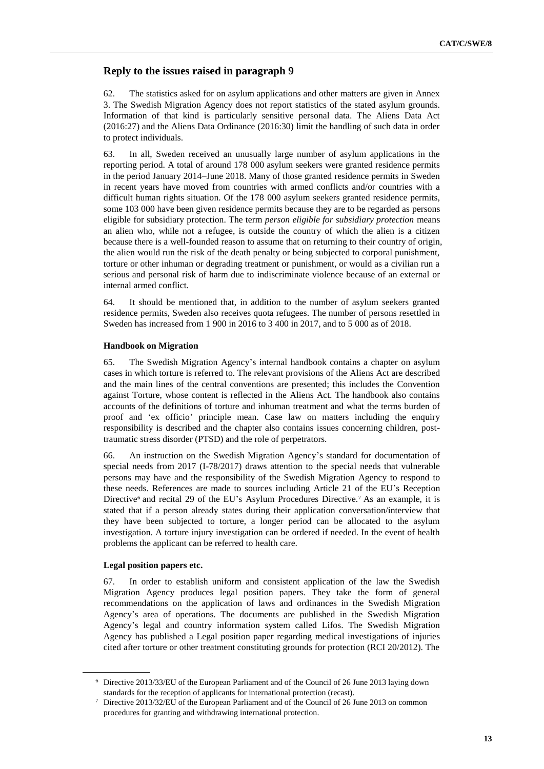## Reply to the issues raised in paragraph 9

62. The statistics asked for on asylum applications and other matters are given in Annex 3. The Swedish Migration Agency does not report statistics of the stated asylum grounds. Information of that kind is particularly sensitive personal data. The Aliens Data Act (2016:27) and the Aliens Data Ordinance (2016:30) limit the handling of such data in order to protect individuals.

63. In all, Sweden received an unusually large number of asylum applications in the reporting period. A total of around 178 000 asylum seekers were granted residence permits in the period January 2014–June 2018. Many of those granted residence permits in Sweden in recent years have moved from countries with armed conflicts and/or countries with a difficult human rights situation. Of the 178 000 asylum seekers granted residence permits, some 103 000 have been given residence permits because they are to be regarded as persons eligible for subsidiary protection. The term *person eligible for subsidiary protection* means an alien who, while not a refugee, is outside the country of which the alien is a citizen because there is a well-founded reason to assume that on returning to their country of origin, the alien would run the risk of the death penalty or being subjected to corporal punishment, torture or other inhuman or degrading treatment or punishment, or would as a civilian run a serious and personal risk of harm due to indiscriminate violence because of an external or internal armed conflict.

64. It should be mentioned that, in addition to the number of asylum seekers granted residence permits, Sweden also receives quota refugees. The number of persons resettled in Sweden has increased from 1 900 in 2016 to 3 400 in 2017, and to 5 000 as of 2018.

### Handbook on Migration

65. The Swedish Migration Agency's internal handbook contains a chapter on asylum cases in which torture is referred to. The relevant provisions of the Aliens Act are described and the main lines of the central conventions are presented; this includes the Convention against Torture, whose content is reflected in the Aliens Act. The handbook also contains accounts of the definitions of torture and inhuman treatment and what the terms burden of proof and 'ex officio' principle mean. Case law on matters including the enquiry responsibility is described and the chapter also contains issues concerning children, post-traumatic stress disorder (PTSD) and the role of perpetrators.

66. An instruction on the Swedish Migration Agency's standard for documentation of special needs from 2017 (I-78/2017) draws attention to the special needs that vulnerable persons may have and the responsibility of the Swedish Migration Agency to respond to these needs. References are made to sources including Article 21 of the EU's Reception Directive[6] and recital 29 of the EU's Asylum Procedures Directive.[7] As an example, it is stated that if a person already states during their application conversation/interview that they have been subjected to torture, a longer period can be allocated to the asylum investigation. A torture injury investigation can be ordered if needed. In the event of health problems the applicant can be referred to health care.

### Legal position papers etc.

67. In order to establish uniform and consistent application of the law the Swedish Migration Agency produces legal position papers. They take the form of general recommendations on the application of laws and ordinances in the Swedish Migration Agency's area of operations. The documents are published in the Swedish Migration Agency's legal and country information system called Lifos. The Swedish Migration Agency has published a Legal position paper regarding medical investigations of injuries cited after torture or other treatment constituting grounds for protection (RCI 20/2012). The

[6] Directive 2013/33/EU of the European Parliament and of the Council of 26 June 2013 laying down standards for the reception of applicants for international protection (recast).

[7] Directive 2013/32/EU of the European Parliament and of the Council of 26 June 2013 on common procedures for granting and withdrawing international protection.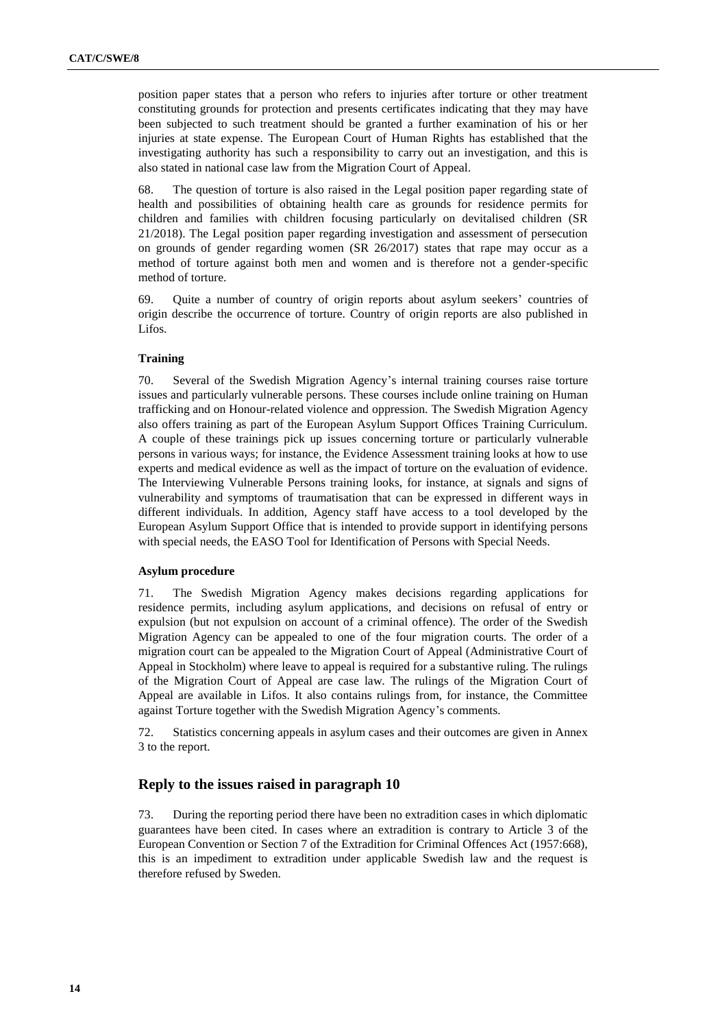position paper states that a person who refers to injuries after torture or other treatment constituting grounds for protection and presents certificates indicating that they may have been subjected to such treatment should be granted a further examination of his or her injuries at state expense. The European Court of Human Rights has established that the investigating authority has such a responsibility to carry out an investigation, and this is also stated in national case law from the Migration Court of Appeal.

68. The question of torture is also raised in the Legal position paper regarding state of health and possibilities of obtaining health care as grounds for residence permits for children and families with children focusing particularly on devitalised children (SR 21/2018). The Legal position paper regarding investigation and assessment of persecution on grounds of gender regarding women (SR 26/2017) states that rape may occur as a method of torture against both men and women and is therefore not a gender-specific method of torture.

69. Quite a number of country of origin reports about asylum seekers' countries of origin describe the occurrence of torture. Country of origin reports are also published in Lifos.

**Training**

70. Several of the Swedish Migration Agency's internal training courses raise torture issues and particularly vulnerable persons. These courses include online training on Human trafficking and on Honour-related violence and oppression. The Swedish Migration Agency also offers training as part of the European Asylum Support Offices Training Curriculum. A couple of these trainings pick up issues concerning torture or particularly vulnerable persons in various ways; for instance, the Evidence Assessment training looks at how to use experts and medical evidence as well as the impact of torture on the evaluation of evidence. The Interviewing Vulnerable Persons training looks, for instance, at signals and signs of vulnerability and symptoms of traumatisation that can be expressed in different ways in different individuals. In addition, Agency staff have access to a tool developed by the European Asylum Support Office that is intended to provide support in identifying persons with special needs, the EASO Tool for Identification of Persons with Special Needs.

**Asylum procedure**

71. The Swedish Migration Agency makes decisions regarding applications for residence permits, including asylum applications, and decisions on refusal of entry or expulsion (but not expulsion on account of a criminal offence). The order of the Swedish Migration Agency can be appealed to one of the four migration courts. The order of a migration court can be appealed to the Migration Court of Appeal (Administrative Court of Appeal in Stockholm) where leave to appeal is required for a substantive ruling. The rulings of the Migration Court of Appeal are case law. The rulings of the Migration Court of Appeal are available in Lifos. It also contains rulings from, for instance, the Committee against Torture together with the Swedish Migration Agency's comments.

72. Statistics concerning appeals in asylum cases and their outcomes are given in Annex 3 to the report.

## Reply to the issues raised in paragraph 10

73. During the reporting period there have been no extradition cases in which diplomatic guarantees have been cited. In cases where an extradition is contrary to Article 3 of the European Convention or Section 7 of the Extradition for Criminal Offences Act (1957:668), this is an impediment to extradition under applicable Swedish law and the request is therefore refused by Sweden.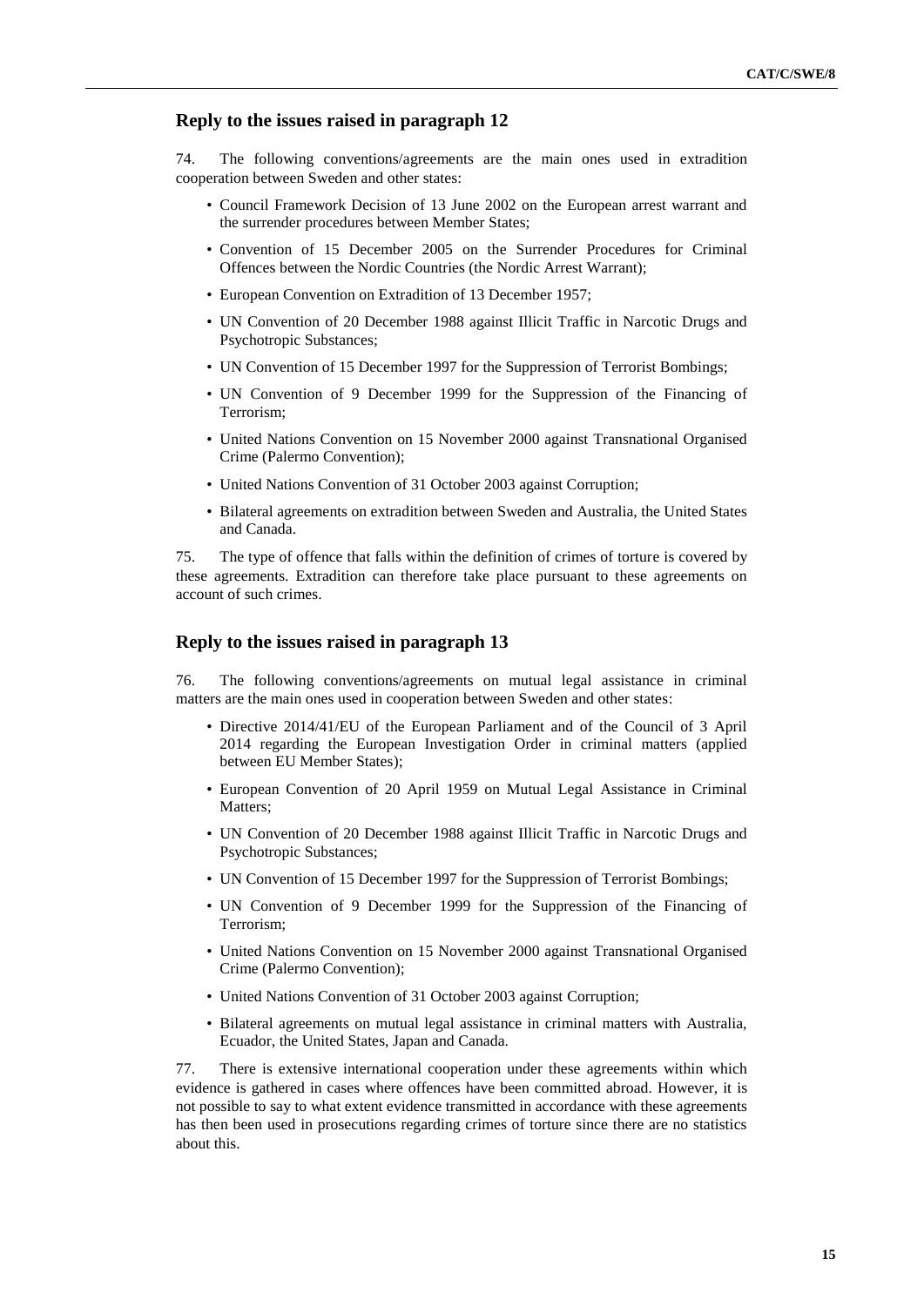## Reply to the issues raised in paragraph 12

74. The following conventions/agreements are the main ones used in extradition cooperation between Sweden and other states:

- Council Framework Decision of 13 June 2002 on the European arrest warrant and the surrender procedures between Member States;
- Convention of 15 December 2005 on the Surrender Procedures for Criminal Offences between the Nordic Countries (the Nordic Arrest Warrant);
- European Convention on Extradition of 13 December 1957;
- UN Convention of 20 December 1988 against Illicit Traffic in Narcotic Drugs and Psychotropic Substances;
- UN Convention of 15 December 1997 for the Suppression of Terrorist Bombings;
- UN Convention of 9 December 1999 for the Suppression of the Financing of Terrorism;
- United Nations Convention on 15 November 2000 against Transnational Organised Crime (Palermo Convention);
- United Nations Convention of 31 October 2003 against Corruption;
- Bilateral agreements on extradition between Sweden and Australia, the United States and Canada.

75. The type of offence that falls within the definition of crimes of torture is covered by these agreements. Extradition can therefore take place pursuant to these agreements on account of such crimes.

## Reply to the issues raised in paragraph 13

76. The following conventions/agreements on mutual legal assistance in criminal matters are the main ones used in cooperation between Sweden and other states:

- Directive 2014/41/EU of the European Parliament and of the Council of 3 April 2014 regarding the European Investigation Order in criminal matters (applied between EU Member States);
- European Convention of 20 April 1959 on Mutual Legal Assistance in Criminal Matters;
- UN Convention of 20 December 1988 against Illicit Traffic in Narcotic Drugs and Psychotropic Substances;
- UN Convention of 15 December 1997 for the Suppression of Terrorist Bombings;
- UN Convention of 9 December 1999 for the Suppression of the Financing of Terrorism;
- United Nations Convention on 15 November 2000 against Transnational Organised Crime (Palermo Convention);
- United Nations Convention of 31 October 2003 against Corruption;
- Bilateral agreements on mutual legal assistance in criminal matters with Australia, Ecuador, the United States, Japan and Canada.

77. There is extensive international cooperation under these agreements within which evidence is gathered in cases where offences have been committed abroad. However, it is not possible to say to what extent evidence transmitted in accordance with these agreements has then been used in prosecutions regarding crimes of torture since there are no statistics about this.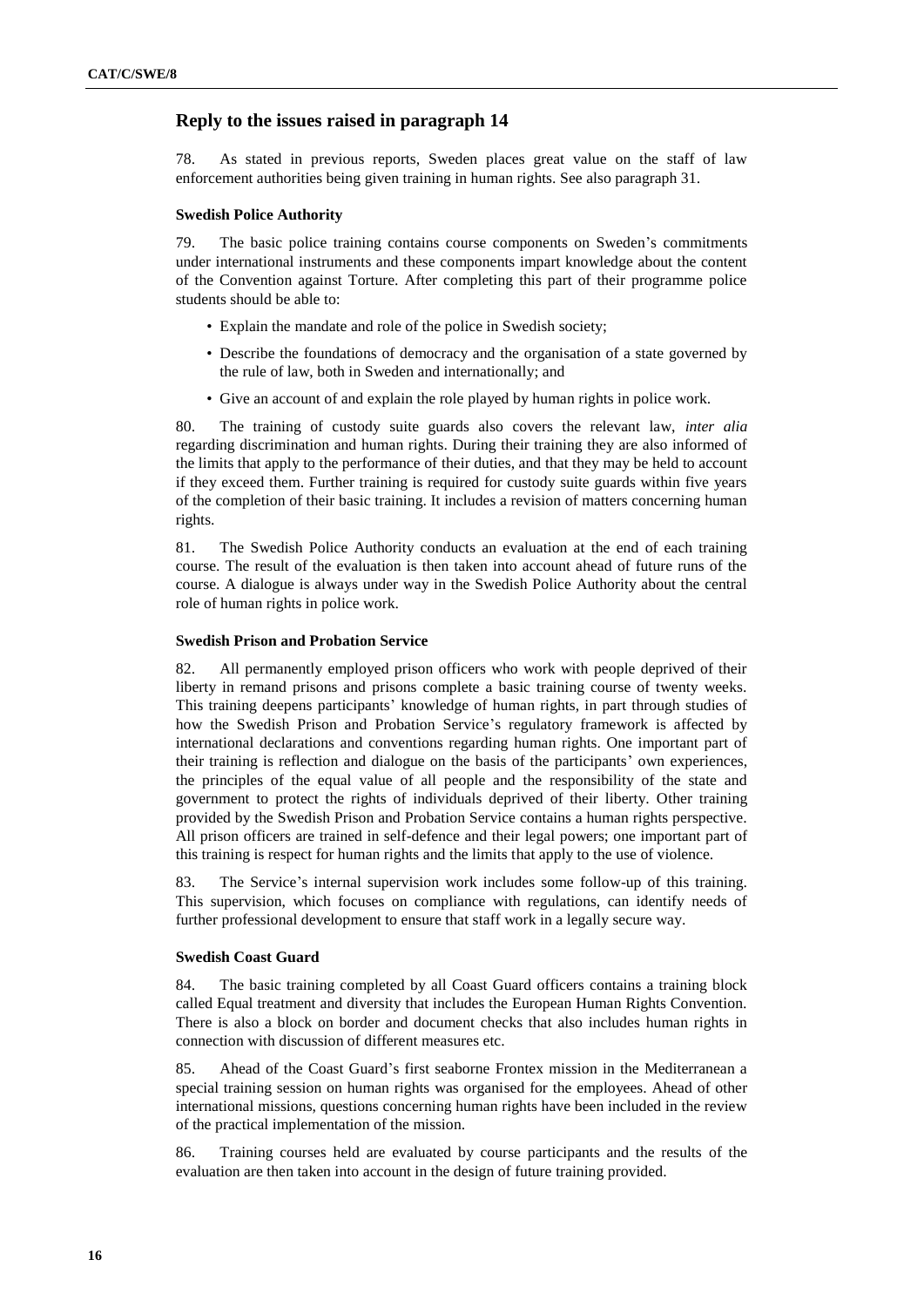## Reply to the issues raised in paragraph 14

78. As stated in previous reports, Sweden places great value on the staff of law enforcement authorities being given training in human rights. See also paragraph 31.

### Swedish Police Authority

79. The basic police training contains course components on Sweden's commitments under international instruments and these components impart knowledge about the content of the Convention against Torture. After completing this part of their programme police students should be able to:

- Explain the mandate and role of the police in Swedish society;
- Describe the foundations of democracy and the organisation of a state governed by the rule of law, both in Sweden and internationally; and
- Give an account of and explain the role played by human rights in police work.

80. The training of custody suite guards also covers the relevant law, *inter alia* regarding discrimination and human rights. During their training they are also informed of the limits that apply to the performance of their duties, and that they may be held to account if they exceed them. Further training is required for custody suite guards within five years of the completion of their basic training. It includes a revision of matters concerning human rights.

81. The Swedish Police Authority conducts an evaluation at the end of each training course. The result of the evaluation is then taken into account ahead of future runs of the course. A dialogue is always under way in the Swedish Police Authority about the central role of human rights in police work.

### Swedish Prison and Probation Service

82. All permanently employed prison officers who work with people deprived of their liberty in remand prisons and prisons complete a basic training course of twenty weeks. This training deepens participants' knowledge of human rights, in part through studies of how the Swedish Prison and Probation Service's regulatory framework is affected by international declarations and conventions regarding human rights. One important part of their training is reflection and dialogue on the basis of the participants' own experiences, the principles of the equal value of all people and the responsibility of the state and government to protect the rights of individuals deprived of their liberty. Other training provided by the Swedish Prison and Probation Service contains a human rights perspective. All prison officers are trained in self-defence and their legal powers; one important part of this training is respect for human rights and the limits that apply to the use of violence.

83. The Service's internal supervision work includes some follow-up of this training. This supervision, which focuses on compliance with regulations, can identify needs of further professional development to ensure that staff work in a legally secure way.

### Swedish Coast Guard

84. The basic training completed by all Coast Guard officers contains a training block called Equal treatment and diversity that includes the European Human Rights Convention. There is also a block on border and document checks that also includes human rights in connection with discussion of different measures etc.

85. Ahead of the Coast Guard's first seaborne Frontex mission in the Mediterranean a special training session on human rights was organised for the employees. Ahead of other international missions, questions concerning human rights have been included in the review of the practical implementation of the mission.

86. Training courses held are evaluated by course participants and the results of the evaluation are then taken into account in the design of future training provided.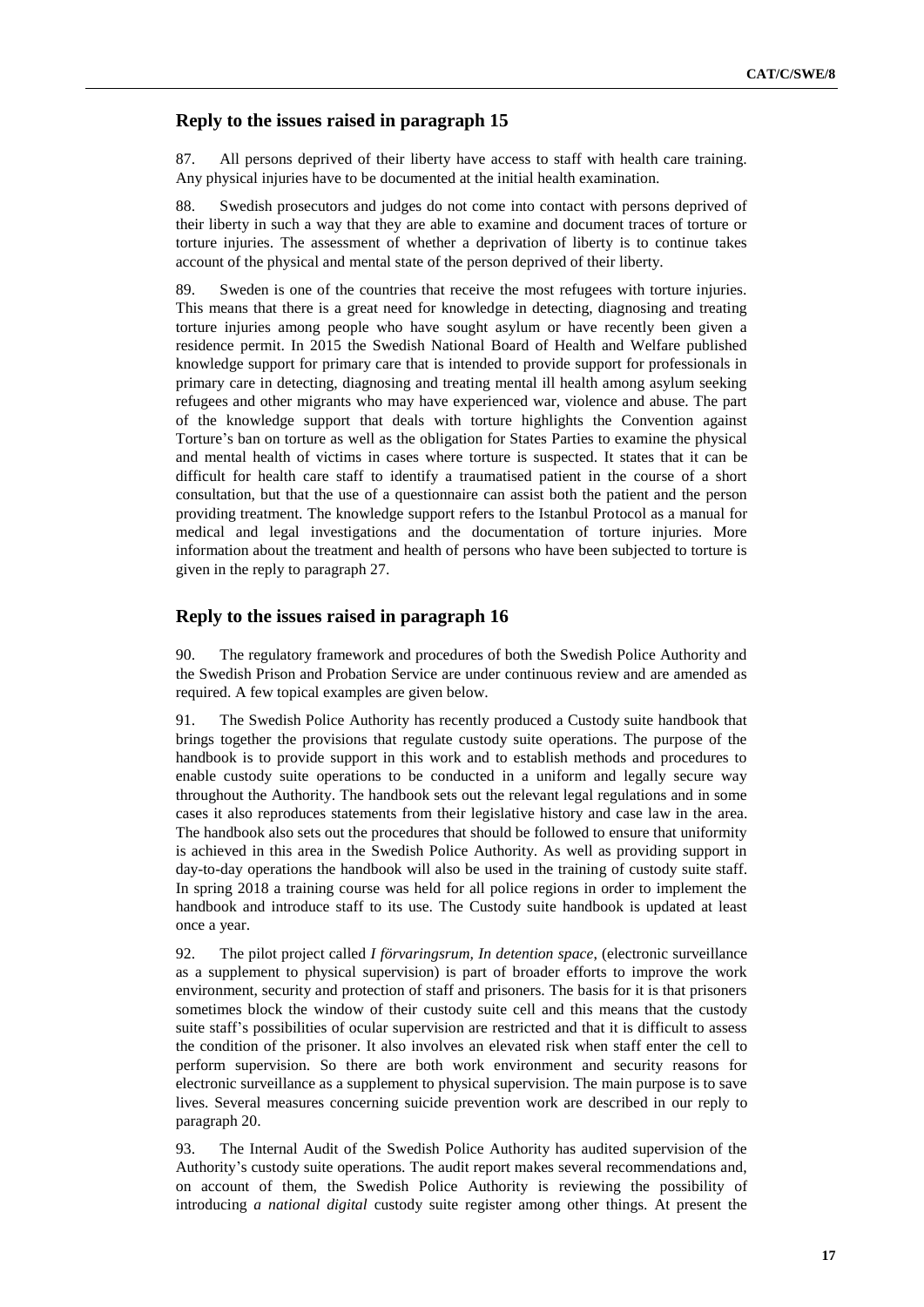## Reply to the issues raised in paragraph 15

87. All persons deprived of their liberty have access to staff with health care training. Any physical injuries have to be documented at the initial health examination.

88. Swedish prosecutors and judges do not come into contact with persons deprived of their liberty in such a way that they are able to examine and document traces of torture or torture injuries. The assessment of whether a deprivation of liberty is to continue takes account of the physical and mental state of the person deprived of their liberty.

89. Sweden is one of the countries that receive the most refugees with torture injuries. This means that there is a great need for knowledge in detecting, diagnosing and treating torture injuries among people who have sought asylum or have recently been given a residence permit. In 2015 the Swedish National Board of Health and Welfare published knowledge support for primary care that is intended to provide support for professionals in primary care in detecting, diagnosing and treating mental ill health among asylum seeking refugees and other migrants who may have experienced war, violence and abuse. The part of the knowledge support that deals with torture highlights the Convention against Torture's ban on torture as well as the obligation for States Parties to examine the physical and mental health of victims in cases where torture is suspected. It states that it can be difficult for health care staff to identify a traumatised patient in the course of a short consultation, but that the use of a questionnaire can assist both the patient and the person providing treatment. The knowledge support refers to the Istanbul Protocol as a manual for medical and legal investigations and the documentation of torture injuries. More information about the treatment and health of persons who have been subjected to torture is given in the reply to paragraph 27.

## Reply to the issues raised in paragraph 16

90. The regulatory framework and procedures of both the Swedish Police Authority and the Swedish Prison and Probation Service are under continuous review and are amended as required. A few topical examples are given below.

91. The Swedish Police Authority has recently produced a Custody suite handbook that brings together the provisions that regulate custody suite operations. The purpose of the handbook is to provide support in this work and to establish methods and procedures to enable custody suite operations to be conducted in a uniform and legally secure way throughout the Authority. The handbook sets out the relevant legal regulations and in some cases it also reproduces statements from their legislative history and case law in the area. The handbook also sets out the procedures that should be followed to ensure that uniformity is achieved in this area in the Swedish Police Authority. As well as providing support in day-to-day operations the handbook will also be used in the training of custody suite staff. In spring 2018 a training course was held for all police regions in order to implement the handbook and introduce staff to its use. The Custody suite handbook is updated at least once a year.

92. The pilot project called *I förvaringsrum, In detention space*, (electronic surveillance as a supplement to physical supervision) is part of broader efforts to improve the work environment, security and protection of staff and prisoners. The basis for it is that prisoners sometimes block the window of their custody suite cell and this means that the custody suite staff's possibilities of ocular supervision are restricted and that it is difficult to assess the condition of the prisoner. It also involves an elevated risk when staff enter the cell to perform supervision. So there are both work environment and security reasons for electronic surveillance as a supplement to physical supervision. The main purpose is to save lives. Several measures concerning suicide prevention work are described in our reply to paragraph 20.

93. The Internal Audit of the Swedish Police Authority has audited supervision of the Authority's custody suite operations. The audit report makes several recommendations and, on account of them, the Swedish Police Authority is reviewing the possibility of introducing *a national digital* custody suite register among other things. At present the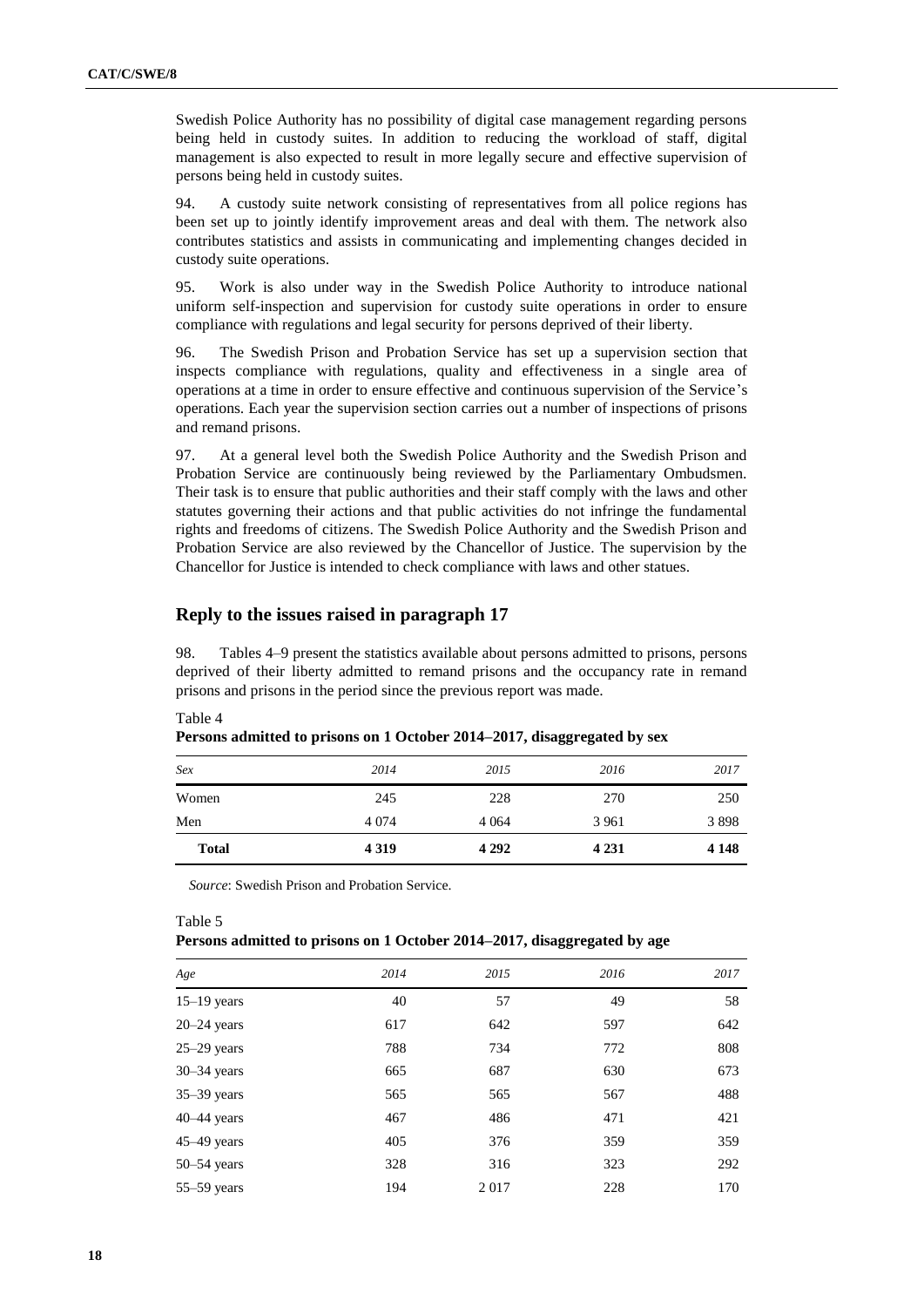Swedish Police Authority has no possibility of digital case management regarding persons being held in custody suites. In addition to reducing the workload of staff, digital management is also expected to result in more legally secure and effective supervision of persons being held in custody suites.

94. A custody suite network consisting of representatives from all police regions has been set up to jointly identify improvement areas and deal with them. The network also contributes statistics and assists in communicating and implementing changes decided in custody suite operations.

95. Work is also under way in the Swedish Police Authority to introduce national uniform self-inspection and supervision for custody suite operations in order to ensure compliance with regulations and legal security for persons deprived of their liberty.

96. The Swedish Prison and Probation Service has set up a supervision section that inspects compliance with regulations, quality and effectiveness in a single area of operations at a time in order to ensure effective and continuous supervision of the Service's operations. Each year the supervision section carries out a number of inspections of prisons and remand prisons.

97. At a general level both the Swedish Police Authority and the Swedish Prison and Probation Service are continuously being reviewed by the Parliamentary Ombudsmen. Their task is to ensure that public authorities and their staff comply with the laws and other statutes governing their actions and that public activities do not infringe the fundamental rights and freedoms of citizens. The Swedish Police Authority and the Swedish Prison and Probation Service are also reviewed by the Chancellor of Justice. The supervision by the Chancellor for Justice is intended to check compliance with laws and other statues.

## Reply to the issues raised in paragraph 17

98. Tables 4–9 present the statistics available about persons admitted to prisons, persons deprived of their liberty admitted to remand prisons and the occupancy rate in remand prisons and prisons in the period since the previous report was made.

Table 4
**Persons admitted to prisons on 1 October 2014–2017, disaggregated by sex**

| *Sex* | *2014* | *2015* | *2016* | *2017* |
|---|---|---|---|---|
| Women | 245 | 228 | 270 | 250 |
| Men | 4 074 | 4 064 | 3 961 | 3 898 |
| **Total** | **4 319** | **4 292** | **4 231** | **4 148** |

*Source*: Swedish Prison and Probation Service.

Table 5
**Persons admitted to prisons on 1 October 2014–2017, disaggregated by age**

| *Age* | *2014* | *2015* | *2016* | *2017* |
|---|---|---|---|---|
| 15–19 years | 40 | 57 | 49 | 58 |
| 20–24 years | 617 | 642 | 597 | 642 |
| 25–29 years | 788 | 734 | 772 | 808 |
| 30–34 years | 665 | 687 | 630 | 673 |
| 35–39 years | 565 | 565 | 567 | 488 |
| 40–44 years | 467 | 486 | 471 | 421 |
| 45–49 years | 405 | 376 | 359 | 359 |
| 50–54 years | 328 | 316 | 323 | 292 |
| 55–59 years | 194 | 2 017 | 228 | 170 |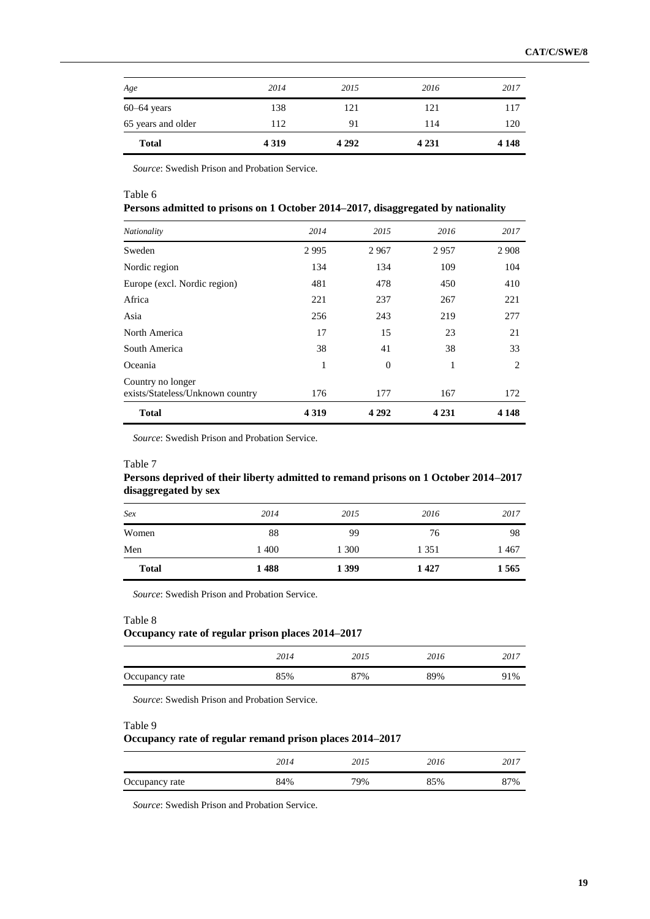| Age | 2014 | 2015 | 2016 | 2017 |
|---|---|---|---|---|
| 60–64 years | 138 | 121 | 121 | 117 |
| 65 years and older | 112 | 91 | 114 | 120 |
| **Total** | **4 319** | **4 292** | **4 231** | **4 148** |

*Source*: Swedish Prison and Probation Service.

Table 6
**Persons admitted to prisons on 1 October 2014–2017, disaggregated by nationality**

| Nationality | 2014 | 2015 | 2016 | 2017 |
|---|---|---|---|---|
| Sweden | 2 995 | 2 967 | 2 957 | 2 908 |
| Nordic region | 134 | 134 | 109 | 104 |
| Europe (excl. Nordic region) | 481 | 478 | 450 | 410 |
| Africa | 221 | 237 | 267 | 221 |
| Asia | 256 | 243 | 219 | 277 |
| North America | 17 | 15 | 23 | 21 |
| South America | 38 | 41 | 38 | 33 |
| Oceania | 1 | 0 | 1 | 2 |
| Country no longer exists/Stateless/Unknown country | 176 | 177 | 167 | 172 |
| **Total** | **4 319** | **4 292** | **4 231** | **4 148** |

*Source*: Swedish Prison and Probation Service.

Table 7
**Persons deprived of their liberty admitted to remand prisons on 1 October 2014–2017 disaggregated by sex**

| Sex | 2014 | 2015 | 2016 | 2017 |
|---|---|---|---|---|
| Women | 88 | 99 | 76 | 98 |
| Men | 1 400 | 1 300 | 1 351 | 1 467 |
| **Total** | **1 488** | **1 399** | **1 427** | **1 565** |

*Source*: Swedish Prison and Probation Service.

Table 8
**Occupancy rate of regular prison places 2014–2017**

| | 2014 | 2015 | 2016 | 2017 |
|---|---|---|---|---|
| Occupancy rate | 85% | 87% | 89% | 91% |

*Source*: Swedish Prison and Probation Service.

Table 9
**Occupancy rate of regular remand prison places 2014–2017**

| | 2014 | 2015 | 2016 | 2017 |
|---|---|---|---|---|
| Occupancy rate | 84% | 79% | 85% | 87% |

*Source*: Swedish Prison and Probation Service.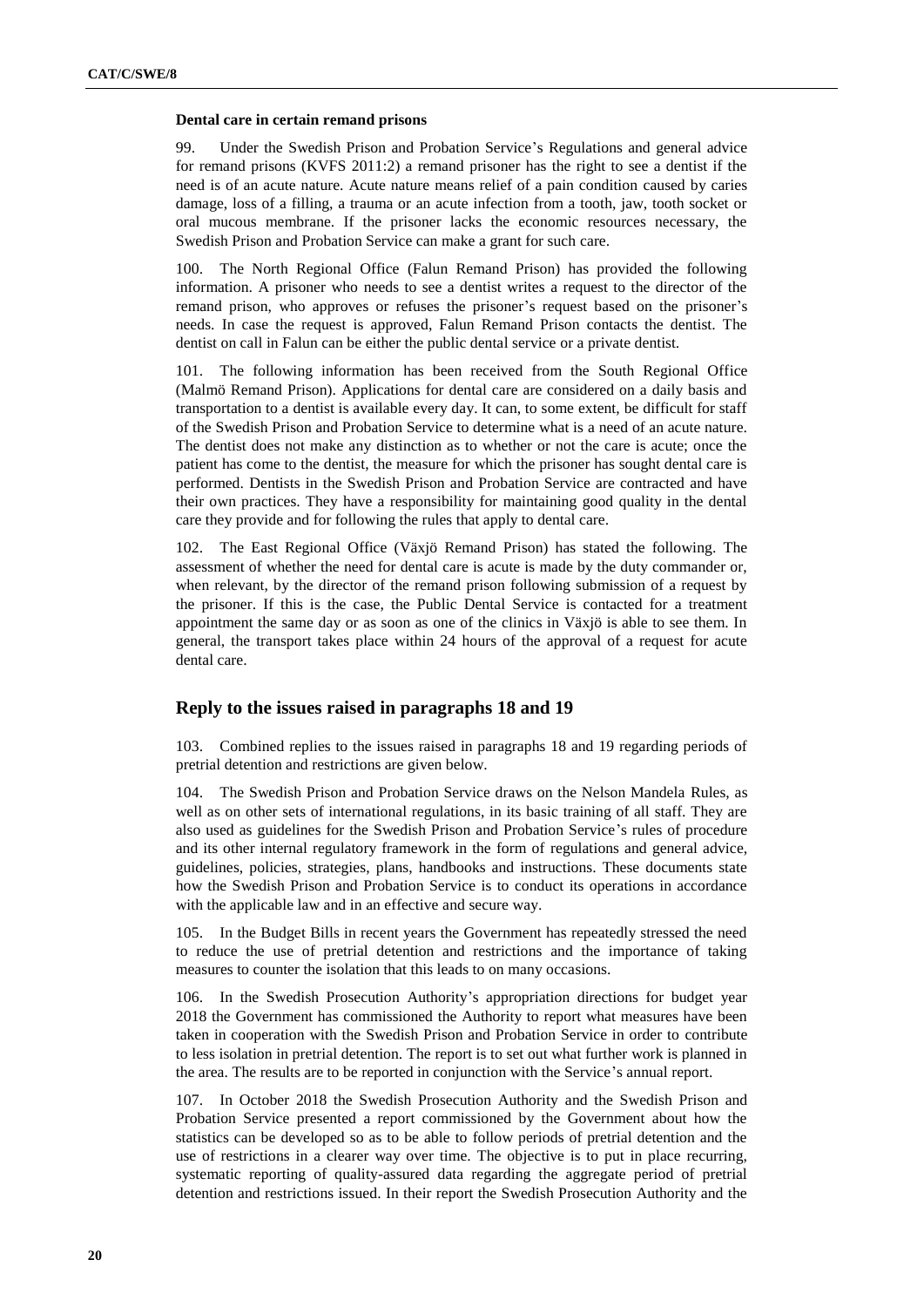**Dental care in certain remand prisons**

99. Under the Swedish Prison and Probation Service's Regulations and general advice for remand prisons (KVFS 2011:2) a remand prisoner has the right to see a dentist if the need is of an acute nature. Acute nature means relief of a pain condition caused by caries damage, loss of a filling, a trauma or an acute infection from a tooth, jaw, tooth socket or oral mucous membrane. If the prisoner lacks the economic resources necessary, the Swedish Prison and Probation Service can make a grant for such care.

100. The North Regional Office (Falun Remand Prison) has provided the following information. A prisoner who needs to see a dentist writes a request to the director of the remand prison, who approves or refuses the prisoner's request based on the prisoner's needs. In case the request is approved, Falun Remand Prison contacts the dentist. The dentist on call in Falun can be either the public dental service or a private dentist.

101. The following information has been received from the South Regional Office (Malmö Remand Prison). Applications for dental care are considered on a daily basis and transportation to a dentist is available every day. It can, to some extent, be difficult for staff of the Swedish Prison and Probation Service to determine what is a need of an acute nature. The dentist does not make any distinction as to whether or not the care is acute; once the patient has come to the dentist, the measure for which the prisoner has sought dental care is performed. Dentists in the Swedish Prison and Probation Service are contracted and have their own practices. They have a responsibility for maintaining good quality in the dental care they provide and for following the rules that apply to dental care.

102. The East Regional Office (Växjö Remand Prison) has stated the following. The assessment of whether the need for dental care is acute is made by the duty commander or, when relevant, by the director of the remand prison following submission of a request by the prisoner. If this is the case, the Public Dental Service is contacted for a treatment appointment the same day or as soon as one of the clinics in Växjö is able to see them. In general, the transport takes place within 24 hours of the approval of a request for acute dental care.

## Reply to the issues raised in paragraphs 18 and 19

103. Combined replies to the issues raised in paragraphs 18 and 19 regarding periods of pretrial detention and restrictions are given below.

104. The Swedish Prison and Probation Service draws on the Nelson Mandela Rules, as well as on other sets of international regulations, in its basic training of all staff. They are also used as guidelines for the Swedish Prison and Probation Service's rules of procedure and its other internal regulatory framework in the form of regulations and general advice, guidelines, policies, strategies, plans, handbooks and instructions. These documents state how the Swedish Prison and Probation Service is to conduct its operations in accordance with the applicable law and in an effective and secure way.

105. In the Budget Bills in recent years the Government has repeatedly stressed the need to reduce the use of pretrial detention and restrictions and the importance of taking measures to counter the isolation that this leads to on many occasions.

106. In the Swedish Prosecution Authority's appropriation directions for budget year 2018 the Government has commissioned the Authority to report what measures have been taken in cooperation with the Swedish Prison and Probation Service in order to contribute to less isolation in pretrial detention. The report is to set out what further work is planned in the area. The results are to be reported in conjunction with the Service's annual report.

107. In October 2018 the Swedish Prosecution Authority and the Swedish Prison and Probation Service presented a report commissioned by the Government about how the statistics can be developed so as to be able to follow periods of pretrial detention and the use of restrictions in a clearer way over time. The objective is to put in place recurring, systematic reporting of quality-assured data regarding the aggregate period of pretrial detention and restrictions issued. In their report the Swedish Prosecution Authority and the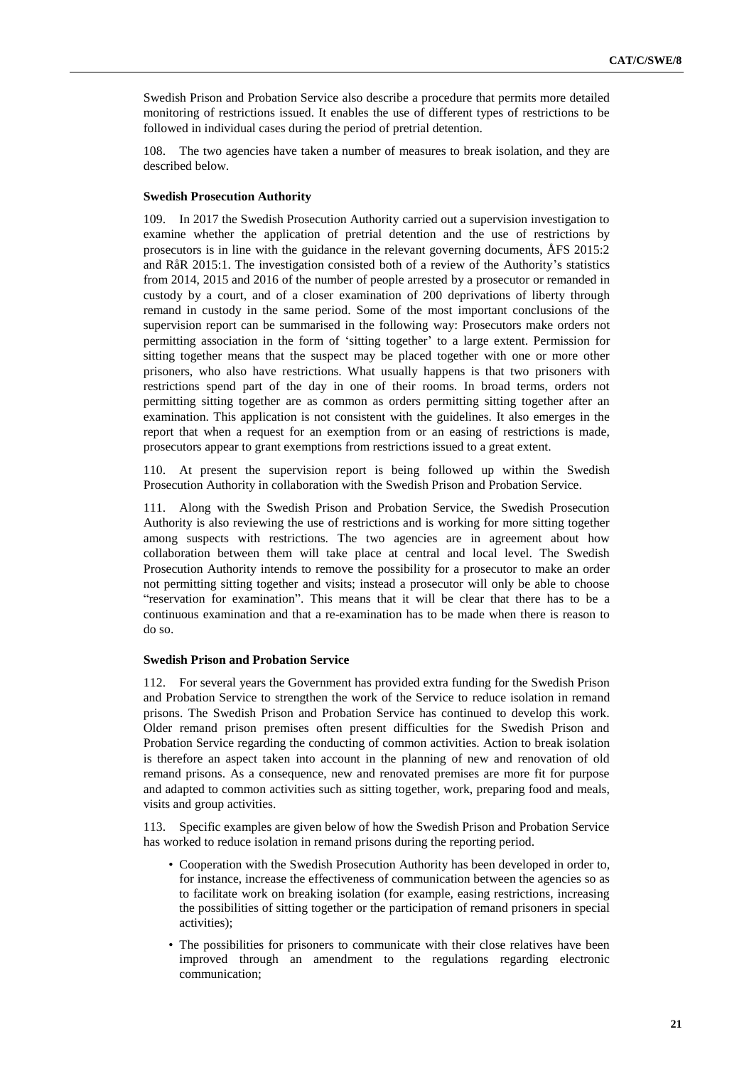Swedish Prison and Probation Service also describe a procedure that permits more detailed monitoring of restrictions issued. It enables the use of different types of restrictions to be followed in individual cases during the period of pretrial detention.

108. The two agencies have taken a number of measures to break isolation, and they are described below.

#### Swedish Prosecution Authority

109. In 2017 the Swedish Prosecution Authority carried out a supervision investigation to examine whether the application of pretrial detention and the use of restrictions by prosecutors is in line with the guidance in the relevant governing documents, ÅFS 2015:2 and RåR 2015:1. The investigation consisted both of a review of the Authority's statistics from 2014, 2015 and 2016 of the number of people arrested by a prosecutor or remanded in custody by a court, and of a closer examination of 200 deprivations of liberty through remand in custody in the same period. Some of the most important conclusions of the supervision report can be summarised in the following way: Prosecutors make orders not permitting association in the form of 'sitting together' to a large extent. Permission for sitting together means that the suspect may be placed together with one or more other prisoners, who also have restrictions. What usually happens is that two prisoners with restrictions spend part of the day in one of their rooms. In broad terms, orders not permitting sitting together are as common as orders permitting sitting together after an examination. This application is not consistent with the guidelines. It also emerges in the report that when a request for an exemption from or an easing of restrictions is made, prosecutors appear to grant exemptions from restrictions issued to a great extent.

110. At present the supervision report is being followed up within the Swedish Prosecution Authority in collaboration with the Swedish Prison and Probation Service.

111. Along with the Swedish Prison and Probation Service, the Swedish Prosecution Authority is also reviewing the use of restrictions and is working for more sitting together among suspects with restrictions. The two agencies are in agreement about how collaboration between them will take place at central and local level. The Swedish Prosecution Authority intends to remove the possibility for a prosecutor to make an order not permitting sitting together and visits; instead a prosecutor will only be able to choose "reservation for examination". This means that it will be clear that there has to be a continuous examination and that a re-examination has to be made when there is reason to do so.

#### Swedish Prison and Probation Service

112. For several years the Government has provided extra funding for the Swedish Prison and Probation Service to strengthen the work of the Service to reduce isolation in remand prisons. The Swedish Prison and Probation Service has continued to develop this work. Older remand prison premises often present difficulties for the Swedish Prison and Probation Service regarding the conducting of common activities. Action to break isolation is therefore an aspect taken into account in the planning of new and renovation of old remand prisons. As a consequence, new and renovated premises are more fit for purpose and adapted to common activities such as sitting together, work, preparing food and meals, visits and group activities.

113. Specific examples are given below of how the Swedish Prison and Probation Service has worked to reduce isolation in remand prisons during the reporting period.

- Cooperation with the Swedish Prosecution Authority has been developed in order to, for instance, increase the effectiveness of communication between the agencies so as to facilitate work on breaking isolation (for example, easing restrictions, increasing the possibilities of sitting together or the participation of remand prisoners in special activities);
- The possibilities for prisoners to communicate with their close relatives have been improved through an amendment to the regulations regarding electronic communication;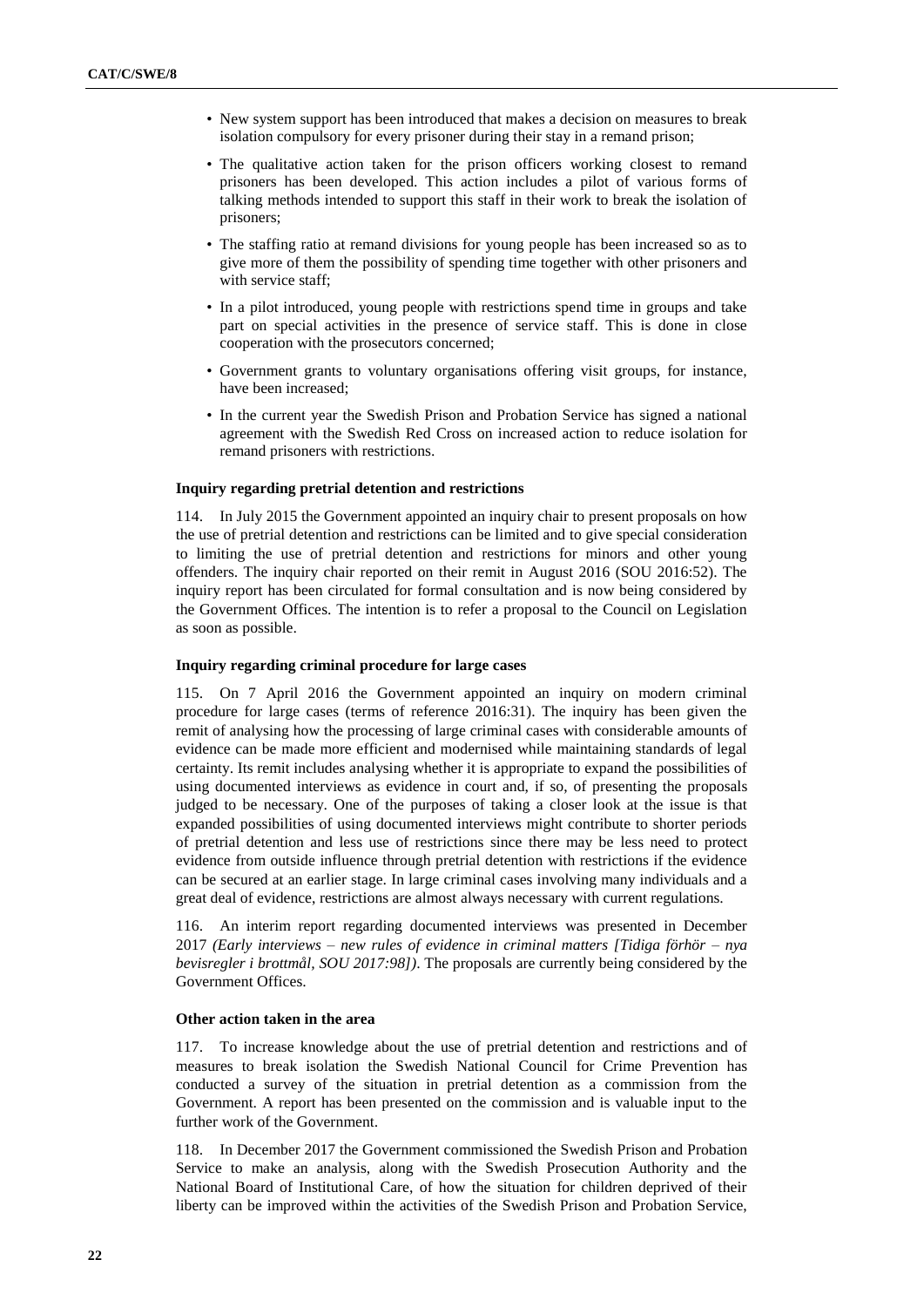- New system support has been introduced that makes a decision on measures to break isolation compulsory for every prisoner during their stay in a remand prison;
- The qualitative action taken for the prison officers working closest to remand prisoners has been developed. This action includes a pilot of various forms of talking methods intended to support this staff in their work to break the isolation of prisoners;
- The staffing ratio at remand divisions for young people has been increased so as to give more of them the possibility of spending time together with other prisoners and with service staff;
- In a pilot introduced, young people with restrictions spend time in groups and take part on special activities in the presence of service staff. This is done in close cooperation with the prosecutors concerned;
- Government grants to voluntary organisations offering visit groups, for instance, have been increased;
- In the current year the Swedish Prison and Probation Service has signed a national agreement with the Swedish Red Cross on increased action to reduce isolation for remand prisoners with restrictions.

### Inquiry regarding pretrial detention and restrictions

114. In July 2015 the Government appointed an inquiry chair to present proposals on how the use of pretrial detention and restrictions can be limited and to give special consideration to limiting the use of pretrial detention and restrictions for minors and other young offenders. The inquiry chair reported on their remit in August 2016 (SOU 2016:52). The inquiry report has been circulated for formal consultation and is now being considered by the Government Offices. The intention is to refer a proposal to the Council on Legislation as soon as possible.

### Inquiry regarding criminal procedure for large cases

115. On 7 April 2016 the Government appointed an inquiry on modern criminal procedure for large cases (terms of reference 2016:31). The inquiry has been given the remit of analysing how the processing of large criminal cases with considerable amounts of evidence can be made more efficient and modernised while maintaining standards of legal certainty. Its remit includes analysing whether it is appropriate to expand the possibilities of using documented interviews as evidence in court and, if so, of presenting the proposals judged to be necessary. One of the purposes of taking a closer look at the issue is that expanded possibilities of using documented interviews might contribute to shorter periods of pretrial detention and less use of restrictions since there may be less need to protect evidence from outside influence through pretrial detention with restrictions if the evidence can be secured at an earlier stage. In large criminal cases involving many individuals and a great deal of evidence, restrictions are almost always necessary with current regulations.

116. An interim report regarding documented interviews was presented in December 2017 *(Early interviews – new rules of evidence in criminal matters [Tidiga förhör – nya bevisregler i brottmål, SOU 2017:98])*. The proposals are currently being considered by the Government Offices.

### Other action taken in the area

117. To increase knowledge about the use of pretrial detention and restrictions and of measures to break isolation the Swedish National Council for Crime Prevention has conducted a survey of the situation in pretrial detention as a commission from the Government. A report has been presented on the commission and is valuable input to the further work of the Government.

118. In December 2017 the Government commissioned the Swedish Prison and Probation Service to make an analysis, along with the Swedish Prosecution Authority and the National Board of Institutional Care, of how the situation for children deprived of their liberty can be improved within the activities of the Swedish Prison and Probation Service,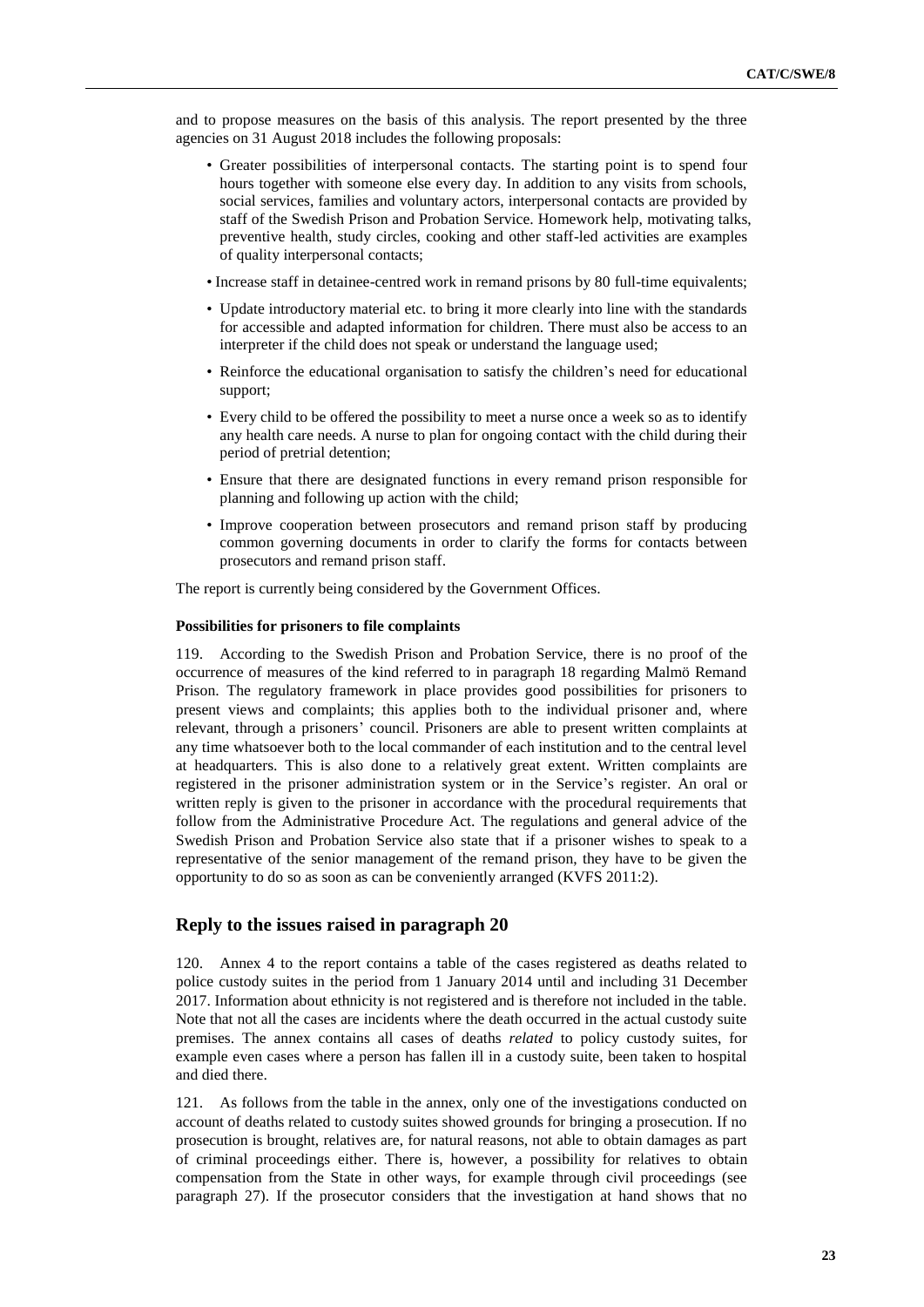and to propose measures on the basis of this analysis. The report presented by the three agencies on 31 August 2018 includes the following proposals:

- Greater possibilities of interpersonal contacts. The starting point is to spend four hours together with someone else every day. In addition to any visits from schools, social services, families and voluntary actors, interpersonal contacts are provided by staff of the Swedish Prison and Probation Service. Homework help, motivating talks, preventive health, study circles, cooking and other staff-led activities are examples of quality interpersonal contacts;
- Increase staff in detainee-centred work in remand prisons by 80 full-time equivalents;
- Update introductory material etc. to bring it more clearly into line with the standards for accessible and adapted information for children. There must also be access to an interpreter if the child does not speak or understand the language used;
- Reinforce the educational organisation to satisfy the children's need for educational support;
- Every child to be offered the possibility to meet a nurse once a week so as to identify any health care needs. A nurse to plan for ongoing contact with the child during their period of pretrial detention;
- Ensure that there are designated functions in every remand prison responsible for planning and following up action with the child;
- Improve cooperation between prosecutors and remand prison staff by producing common governing documents in order to clarify the forms for contacts between prosecutors and remand prison staff.

The report is currently being considered by the Government Offices.

#### Possibilities for prisoners to file complaints

119. According to the Swedish Prison and Probation Service, there is no proof of the occurrence of measures of the kind referred to in paragraph 18 regarding Malmö Remand Prison. The regulatory framework in place provides good possibilities for prisoners to present views and complaints; this applies both to the individual prisoner and, where relevant, through a prisoners' council. Prisoners are able to present written complaints at any time whatsoever both to the local commander of each institution and to the central level at headquarters. This is also done to a relatively great extent. Written complaints are registered in the prisoner administration system or in the Service's register. An oral or written reply is given to the prisoner in accordance with the procedural requirements that follow from the Administrative Procedure Act. The regulations and general advice of the Swedish Prison and Probation Service also state that if a prisoner wishes to speak to a representative of the senior management of the remand prison, they have to be given the opportunity to do so as soon as can be conveniently arranged (KVFS 2011:2).

## Reply to the issues raised in paragraph 20

120. Annex 4 to the report contains a table of the cases registered as deaths related to police custody suites in the period from 1 January 2014 until and including 31 December 2017. Information about ethnicity is not registered and is therefore not included in the table. Note that not all the cases are incidents where the death occurred in the actual custody suite premises. The annex contains all cases of deaths *related* to policy custody suites, for example even cases where a person has fallen ill in a custody suite, been taken to hospital and died there.

121. As follows from the table in the annex, only one of the investigations conducted on account of deaths related to custody suites showed grounds for bringing a prosecution. If no prosecution is brought, relatives are, for natural reasons, not able to obtain damages as part of criminal proceedings either. There is, however, a possibility for relatives to obtain compensation from the State in other ways, for example through civil proceedings (see paragraph 27). If the prosecutor considers that the investigation at hand shows that no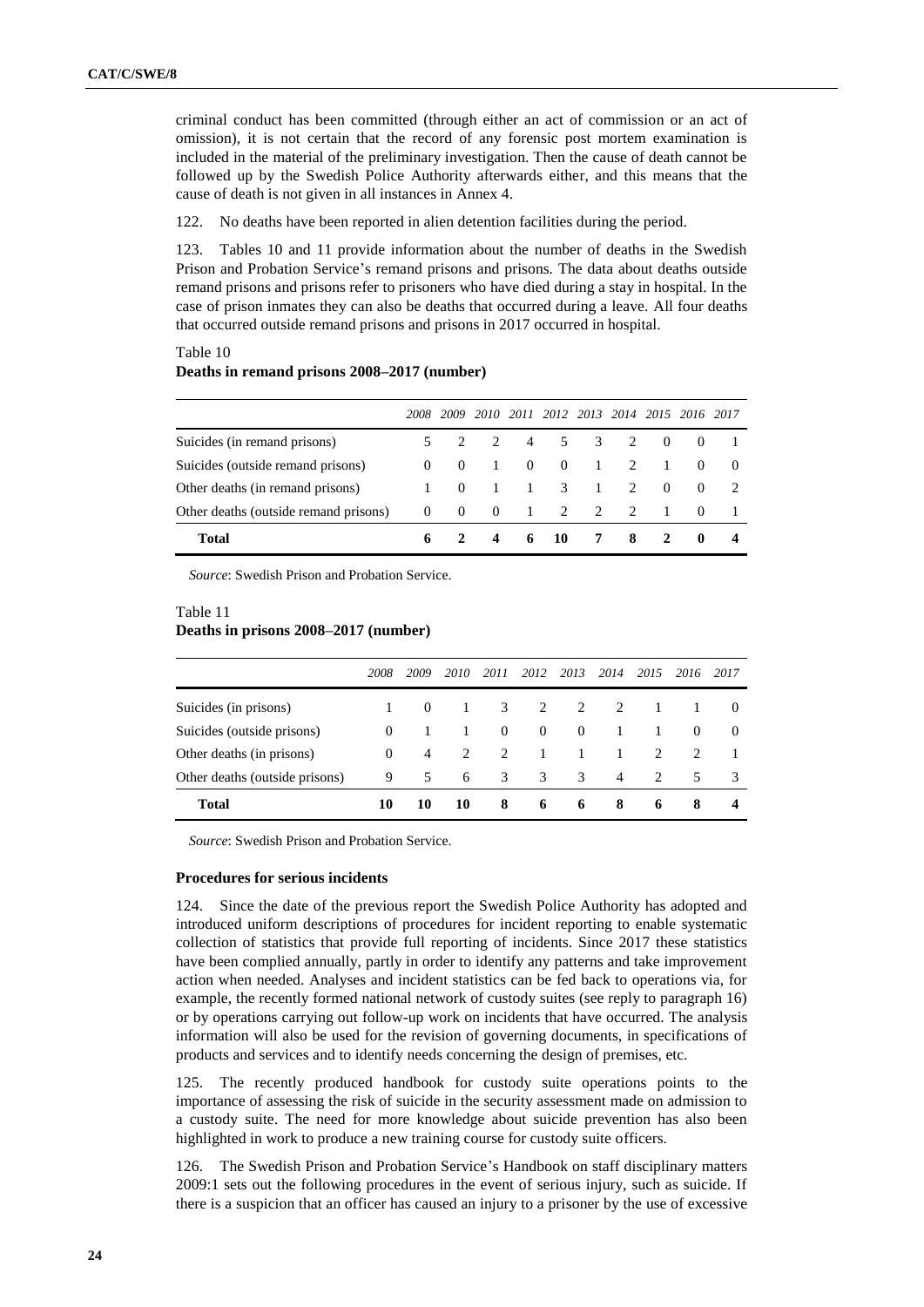criminal conduct has been committed (through either an act of commission or an act of omission), it is not certain that the record of any forensic post mortem examination is included in the material of the preliminary investigation. Then the cause of death cannot be followed up by the Swedish Police Authority afterwards either, and this means that the cause of death is not given in all instances in Annex 4.

122. No deaths have been reported in alien detention facilities during the period.

123. Tables 10 and 11 provide information about the number of deaths in the Swedish Prison and Probation Service's remand prisons and prisons. The data about deaths outside remand prisons and prisons refer to prisoners who have died during a stay in hospital. In the case of prison inmates they can also be deaths that occurred during a leave. All four deaths that occurred outside remand prisons and prisons in 2017 occurred in hospital.

Table 10
**Deaths in remand prisons 2008–2017 (number)**

| | *2008* | *2009* | *2010* | *2011* | *2012* | *2013* | *2014* | *2015* | *2016* | *2017* |
|---|---|---|---|---|---|---|---|---|---|---|
| Suicides (in remand prisons) | 5 | 2 | 2 | 4 | 5 | 3 | 2 | 0 | 0 | 1 |
| Suicides (outside remand prisons) | 0 | 0 | 1 | 0 | 0 | 1 | 2 | 1 | 0 | 0 |
| Other deaths (in remand prisons) | 1 | 0 | 1 | 1 | 3 | 1 | 2 | 0 | 0 | 2 |
| Other deaths (outside remand prisons) | 0 | 0 | 0 | 1 | 2 | 2 | 2 | 1 | 0 | 1 |
| **Total** | **6** | **2** | **4** | **6** | **10** | **7** | **8** | **2** | **0** | **4** |

*Source*: Swedish Prison and Probation Service.

Table 11
**Deaths in prisons 2008–2017 (number)**

| | *2008* | *2009* | *2010* | *2011* | *2012* | *2013* | *2014* | *2015* | *2016* | *2017* |
|---|---|---|---|---|---|---|---|---|---|---|
| Suicides (in prisons) | 1 | 0 | 1 | 3 | 2 | 2 | 2 | 1 | 1 | 0 |
| Suicides (outside prisons) | 0 | 1 | 1 | 0 | 0 | 0 | 1 | 1 | 0 | 0 |
| Other deaths (in prisons) | 0 | 4 | 2 | 2 | 1 | 1 | 1 | 2 | 2 | 1 |
| Other deaths (outside prisons) | 9 | 5 | 6 | 3 | 3 | 3 | 4 | 2 | 5 | 3 |
| **Total** | **10** | **10** | **10** | **8** | **6** | **6** | **8** | **6** | **8** | **4** |

*Source*: Swedish Prison and Probation Service.

### Procedures for serious incidents

124. Since the date of the previous report the Swedish Police Authority has adopted and introduced uniform descriptions of procedures for incident reporting to enable systematic collection of statistics that provide full reporting of incidents. Since 2017 these statistics have been complied annually, partly in order to identify any patterns and take improvement action when needed. Analyses and incident statistics can be fed back to operations via, for example, the recently formed national network of custody suites (see reply to paragraph 16) or by operations carrying out follow-up work on incidents that have occurred. The analysis information will also be used for the revision of governing documents, in specifications of products and services and to identify needs concerning the design of premises, etc.

125. The recently produced handbook for custody suite operations points to the importance of assessing the risk of suicide in the security assessment made on admission to a custody suite. The need for more knowledge about suicide prevention has also been highlighted in work to produce a new training course for custody suite officers.

126. The Swedish Prison and Probation Service's Handbook on staff disciplinary matters 2009:1 sets out the following procedures in the event of serious injury, such as suicide. If there is a suspicion that an officer has caused an injury to a prisoner by the use of excessive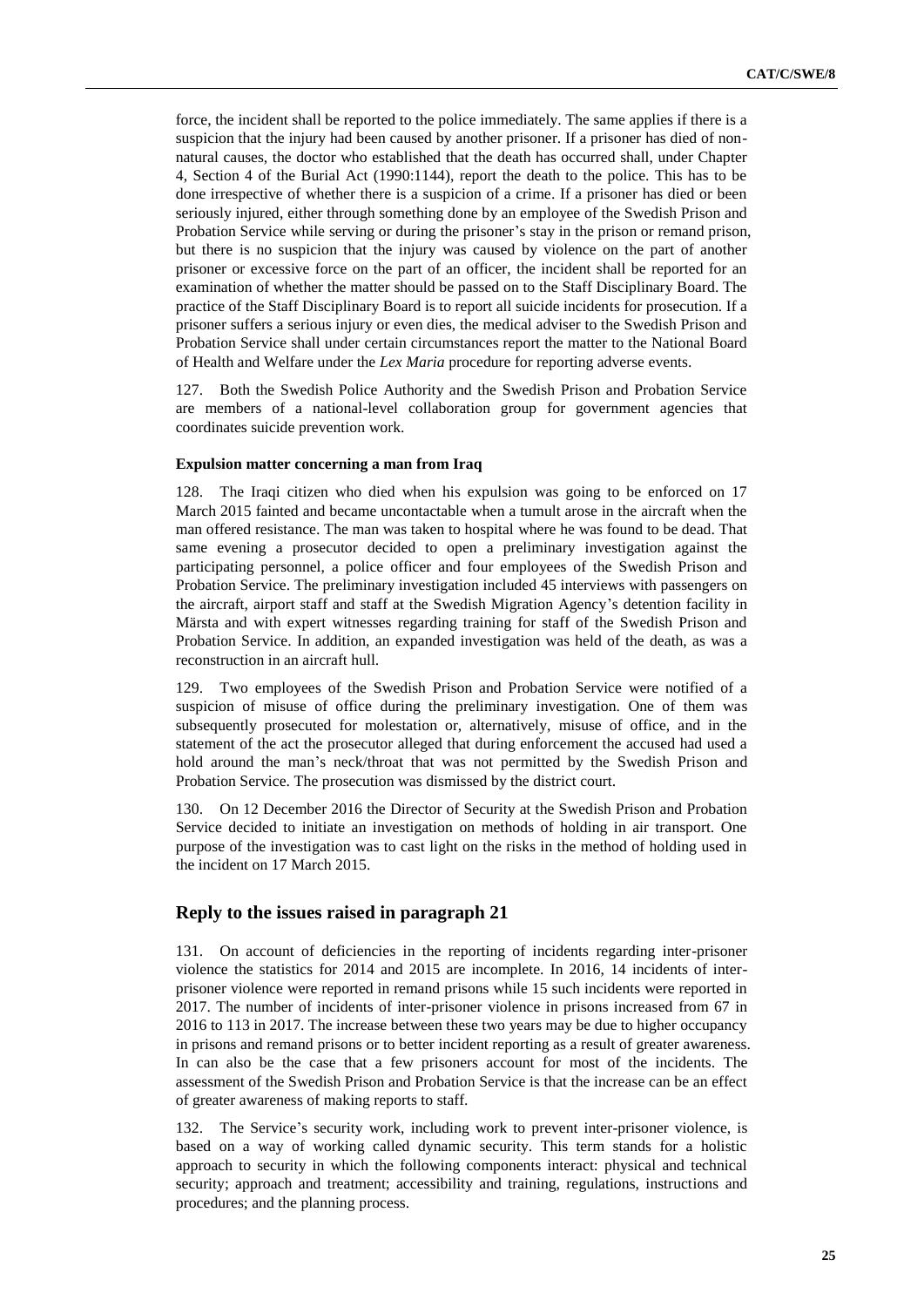force, the incident shall be reported to the police immediately. The same applies if there is a suspicion that the injury had been caused by another prisoner. If a prisoner has died of non-natural causes, the doctor who established that the death has occurred shall, under Chapter 4, Section 4 of the Burial Act (1990:1144), report the death to the police. This has to be done irrespective of whether there is a suspicion of a crime. If a prisoner has died or been seriously injured, either through something done by an employee of the Swedish Prison and Probation Service while serving or during the prisoner's stay in the prison or remand prison, but there is no suspicion that the injury was caused by violence on the part of another prisoner or excessive force on the part of an officer, the incident shall be reported for an examination of whether the matter should be passed on to the Staff Disciplinary Board. The practice of the Staff Disciplinary Board is to report all suicide incidents for prosecution. If a prisoner suffers a serious injury or even dies, the medical adviser to the Swedish Prison and Probation Service shall under certain circumstances report the matter to the National Board of Health and Welfare under the *Lex Maria* procedure for reporting adverse events.

127. Both the Swedish Police Authority and the Swedish Prison and Probation Service are members of a national-level collaboration group for government agencies that coordinates suicide prevention work.

#### Expulsion matter concerning a man from Iraq

128. The Iraqi citizen who died when his expulsion was going to be enforced on 17 March 2015 fainted and became uncontactable when a tumult arose in the aircraft when the man offered resistance. The man was taken to hospital where he was found to be dead. That same evening a prosecutor decided to open a preliminary investigation against the participating personnel, a police officer and four employees of the Swedish Prison and Probation Service. The preliminary investigation included 45 interviews with passengers on the aircraft, airport staff and staff at the Swedish Migration Agency's detention facility in Märsta and with expert witnesses regarding training for staff of the Swedish Prison and Probation Service. In addition, an expanded investigation was held of the death, as was a reconstruction in an aircraft hull.

129. Two employees of the Swedish Prison and Probation Service were notified of a suspicion of misuse of office during the preliminary investigation. One of them was subsequently prosecuted for molestation or, alternatively, misuse of office, and in the statement of the act the prosecutor alleged that during enforcement the accused had used a hold around the man's neck/throat that was not permitted by the Swedish Prison and Probation Service. The prosecution was dismissed by the district court.

130. On 12 December 2016 the Director of Security at the Swedish Prison and Probation Service decided to initiate an investigation on methods of holding in air transport. One purpose of the investigation was to cast light on the risks in the method of holding used in the incident on 17 March 2015.

### Reply to the issues raised in paragraph 21

131. On account of deficiencies in the reporting of incidents regarding inter-prisoner violence the statistics for 2014 and 2015 are incomplete. In 2016, 14 incidents of inter-prisoner violence were reported in remand prisons while 15 such incidents were reported in 2017. The number of incidents of inter-prisoner violence in prisons increased from 67 in 2016 to 113 in 2017. The increase between these two years may be due to higher occupancy in prisons and remand prisons or to better incident reporting as a result of greater awareness. In can also be the case that a few prisoners account for most of the incidents. The assessment of the Swedish Prison and Probation Service is that the increase can be an effect of greater awareness of making reports to staff.

132. The Service's security work, including work to prevent inter-prisoner violence, is based on a way of working called dynamic security. This term stands for a holistic approach to security in which the following components interact: physical and technical security; approach and treatment; accessibility and training, regulations, instructions and procedures; and the planning process.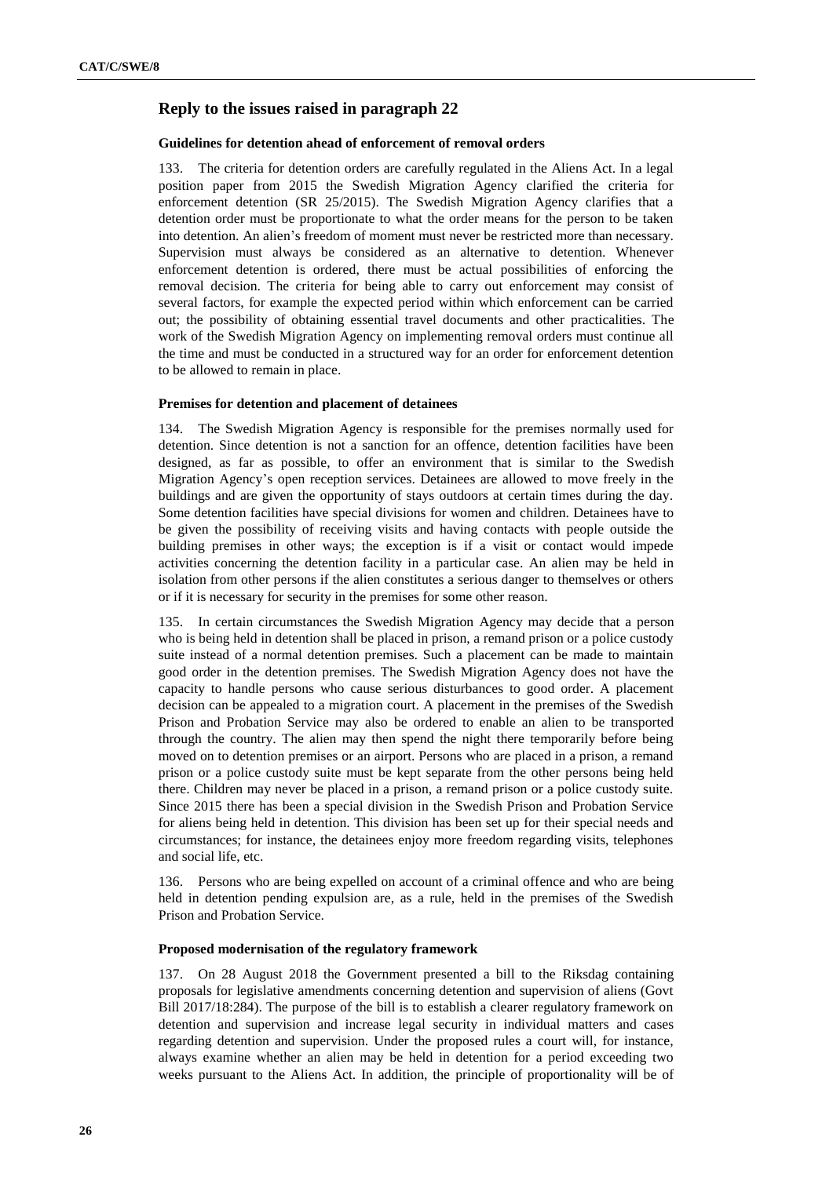## Reply to the issues raised in paragraph 22

### Guidelines for detention ahead of enforcement of removal orders

133. The criteria for detention orders are carefully regulated in the Aliens Act. In a legal position paper from 2015 the Swedish Migration Agency clarified the criteria for enforcement detention (SR 25/2015). The Swedish Migration Agency clarifies that a detention order must be proportionate to what the order means for the person to be taken into detention. An alien's freedom of moment must never be restricted more than necessary. Supervision must always be considered as an alternative to detention. Whenever enforcement detention is ordered, there must be actual possibilities of enforcing the removal decision. The criteria for being able to carry out enforcement may consist of several factors, for example the expected period within which enforcement can be carried out; the possibility of obtaining essential travel documents and other practicalities. The work of the Swedish Migration Agency on implementing removal orders must continue all the time and must be conducted in a structured way for an order for enforcement detention to be allowed to remain in place.

### Premises for detention and placement of detainees

134. The Swedish Migration Agency is responsible for the premises normally used for detention. Since detention is not a sanction for an offence, detention facilities have been designed, as far as possible, to offer an environment that is similar to the Swedish Migration Agency's open reception services. Detainees are allowed to move freely in the buildings and are given the opportunity of stays outdoors at certain times during the day. Some detention facilities have special divisions for women and children. Detainees have to be given the possibility of receiving visits and having contacts with people outside the building premises in other ways; the exception is if a visit or contact would impede activities concerning the detention facility in a particular case. An alien may be held in isolation from other persons if the alien constitutes a serious danger to themselves or others or if it is necessary for security in the premises for some other reason.

135. In certain circumstances the Swedish Migration Agency may decide that a person who is being held in detention shall be placed in prison, a remand prison or a police custody suite instead of a normal detention premises. Such a placement can be made to maintain good order in the detention premises. The Swedish Migration Agency does not have the capacity to handle persons who cause serious disturbances to good order. A placement decision can be appealed to a migration court. A placement in the premises of the Swedish Prison and Probation Service may also be ordered to enable an alien to be transported through the country. The alien may then spend the night there temporarily before being moved on to detention premises or an airport. Persons who are placed in a prison, a remand prison or a police custody suite must be kept separate from the other persons being held there. Children may never be placed in a prison, a remand prison or a police custody suite. Since 2015 there has been a special division in the Swedish Prison and Probation Service for aliens being held in detention. This division has been set up for their special needs and circumstances; for instance, the detainees enjoy more freedom regarding visits, telephones and social life, etc.

136. Persons who are being expelled on account of a criminal offence and who are being held in detention pending expulsion are, as a rule, held in the premises of the Swedish Prison and Probation Service.

### Proposed modernisation of the regulatory framework

137. On 28 August 2018 the Government presented a bill to the Riksdag containing proposals for legislative amendments concerning detention and supervision of aliens (Govt Bill 2017/18:284). The purpose of the bill is to establish a clearer regulatory framework on detention and supervision and increase legal security in individual matters and cases regarding detention and supervision. Under the proposed rules a court will, for instance, always examine whether an alien may be held in detention for a period exceeding two weeks pursuant to the Aliens Act. In addition, the principle of proportionality will be of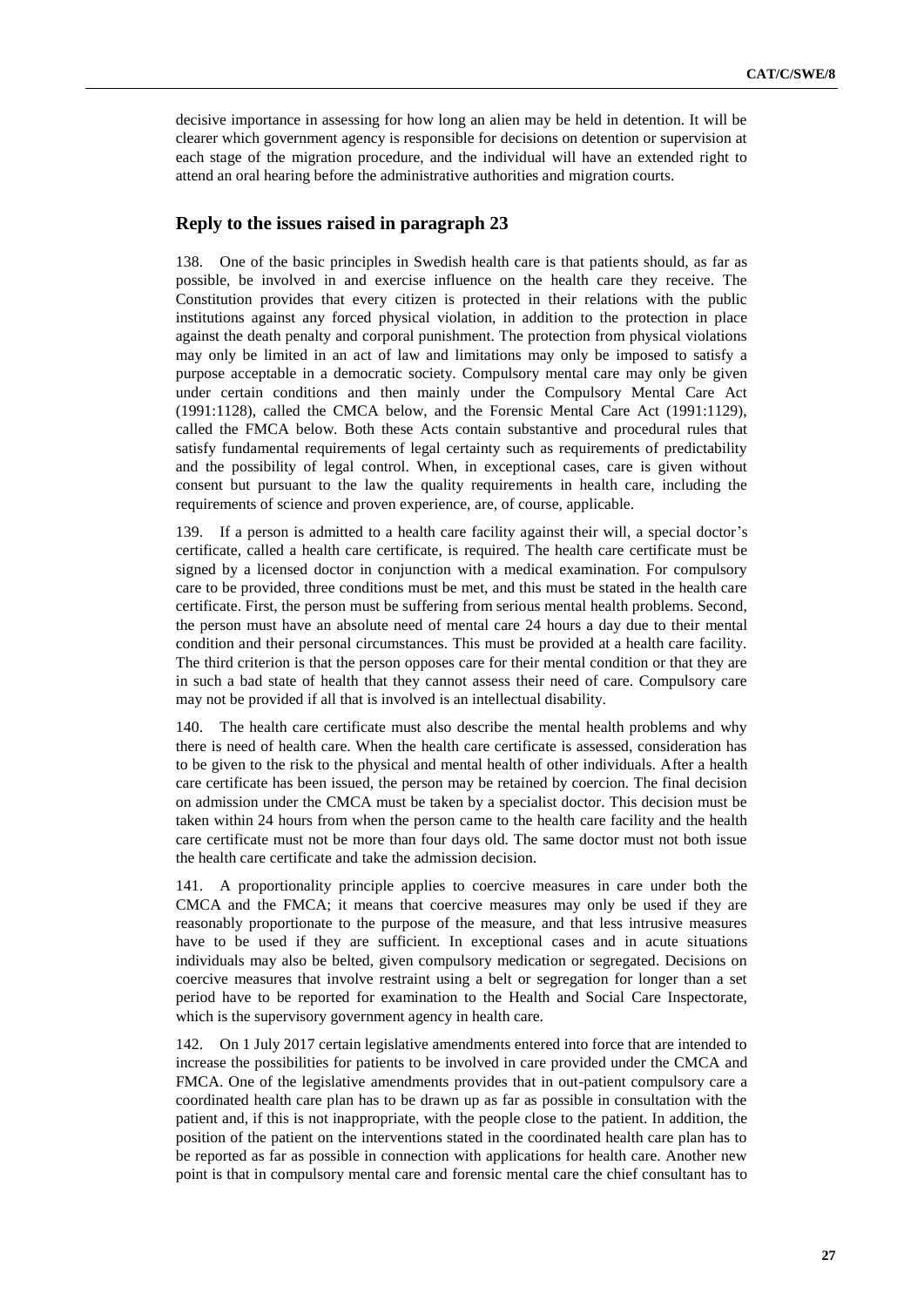decisive importance in assessing for how long an alien may be held in detention. It will be clearer which government agency is responsible for decisions on detention or supervision at each stage of the migration procedure, and the individual will have an extended right to attend an oral hearing before the administrative authorities and migration courts.

## Reply to the issues raised in paragraph 23

138. One of the basic principles in Swedish health care is that patients should, as far as possible, be involved in and exercise influence on the health care they receive. The Constitution provides that every citizen is protected in their relations with the public institutions against any forced physical violation, in addition to the protection in place against the death penalty and corporal punishment. The protection from physical violations may only be limited in an act of law and limitations may only be imposed to satisfy a purpose acceptable in a democratic society. Compulsory mental care may only be given under certain conditions and then mainly under the Compulsory Mental Care Act (1991:1128), called the CMCA below, and the Forensic Mental Care Act (1991:1129), called the FMCA below. Both these Acts contain substantive and procedural rules that satisfy fundamental requirements of legal certainty such as requirements of predictability and the possibility of legal control. When, in exceptional cases, care is given without consent but pursuant to the law the quality requirements in health care, including the requirements of science and proven experience, are, of course, applicable.

139. If a person is admitted to a health care facility against their will, a special doctor's certificate, called a health care certificate, is required. The health care certificate must be signed by a licensed doctor in conjunction with a medical examination. For compulsory care to be provided, three conditions must be met, and this must be stated in the health care certificate. First, the person must be suffering from serious mental health problems. Second, the person must have an absolute need of mental care 24 hours a day due to their mental condition and their personal circumstances. This must be provided at a health care facility. The third criterion is that the person opposes care for their mental condition or that they are in such a bad state of health that they cannot assess their need of care. Compulsory care may not be provided if all that is involved is an intellectual disability.

140. The health care certificate must also describe the mental health problems and why there is need of health care. When the health care certificate is assessed, consideration has to be given to the risk to the physical and mental health of other individuals. After a health care certificate has been issued, the person may be retained by coercion. The final decision on admission under the CMCA must be taken by a specialist doctor. This decision must be taken within 24 hours from when the person came to the health care facility and the health care certificate must not be more than four days old. The same doctor must not both issue the health care certificate and take the admission decision.

141. A proportionality principle applies to coercive measures in care under both the CMCA and the FMCA; it means that coercive measures may only be used if they are reasonably proportionate to the purpose of the measure, and that less intrusive measures have to be used if they are sufficient. In exceptional cases and in acute situations individuals may also be belted, given compulsory medication or segregated. Decisions on coercive measures that involve restraint using a belt or segregation for longer than a set period have to be reported for examination to the Health and Social Care Inspectorate, which is the supervisory government agency in health care.

142. On 1 July 2017 certain legislative amendments entered into force that are intended to increase the possibilities for patients to be involved in care provided under the CMCA and FMCA. One of the legislative amendments provides that in out-patient compulsory care a coordinated health care plan has to be drawn up as far as possible in consultation with the patient and, if this is not inappropriate, with the people close to the patient. In addition, the position of the patient on the interventions stated in the coordinated health care plan has to be reported as far as possible in connection with applications for health care. Another new point is that in compulsory mental care and forensic mental care the chief consultant has to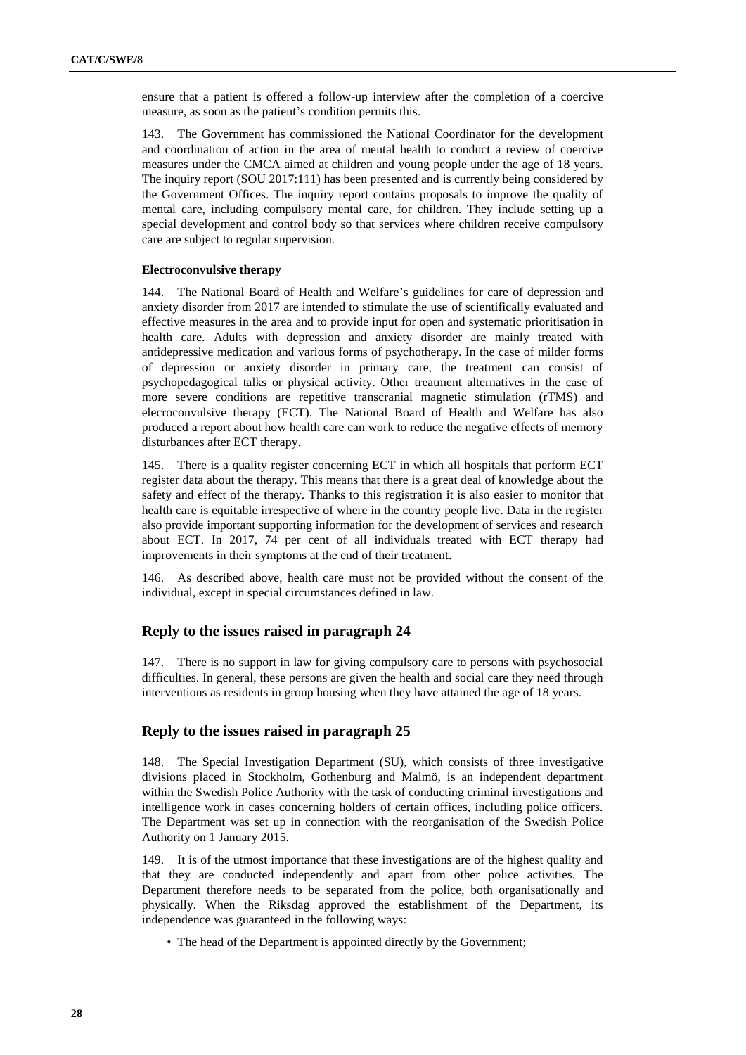ensure that a patient is offered a follow-up interview after the completion of a coercive measure, as soon as the patient's condition permits this.

143. The Government has commissioned the National Coordinator for the development and coordination of action in the area of mental health to conduct a review of coercive measures under the CMCA aimed at children and young people under the age of 18 years. The inquiry report (SOU 2017:111) has been presented and is currently being considered by the Government Offices. The inquiry report contains proposals to improve the quality of mental care, including compulsory mental care, for children. They include setting up a special development and control body so that services where children receive compulsory care are subject to regular supervision.

#### Electroconvulsive therapy

144. The National Board of Health and Welfare's guidelines for care of depression and anxiety disorder from 2017 are intended to stimulate the use of scientifically evaluated and effective measures in the area and to provide input for open and systematic prioritisation in health care. Adults with depression and anxiety disorder are mainly treated with antidepressive medication and various forms of psychotherapy. In the case of milder forms of depression or anxiety disorder in primary care, the treatment can consist of psychopedagogical talks or physical activity. Other treatment alternatives in the case of more severe conditions are repetitive transcranial magnetic stimulation (rTMS) and elecroconvulsive therapy (ECT). The National Board of Health and Welfare has also produced a report about how health care can work to reduce the negative effects of memory disturbances after ECT therapy.

145. There is a quality register concerning ECT in which all hospitals that perform ECT register data about the therapy. This means that there is a great deal of knowledge about the safety and effect of the therapy. Thanks to this registration it is also easier to monitor that health care is equitable irrespective of where in the country people live. Data in the register also provide important supporting information for the development of services and research about ECT. In 2017, 74 per cent of all individuals treated with ECT therapy had improvements in their symptoms at the end of their treatment.

146. As described above, health care must not be provided without the consent of the individual, except in special circumstances defined in law.

## Reply to the issues raised in paragraph 24

147. There is no support in law for giving compulsory care to persons with psychosocial difficulties. In general, these persons are given the health and social care they need through interventions as residents in group housing when they have attained the age of 18 years.

## Reply to the issues raised in paragraph 25

148. The Special Investigation Department (SU), which consists of three investigative divisions placed in Stockholm, Gothenburg and Malmö, is an independent department within the Swedish Police Authority with the task of conducting criminal investigations and intelligence work in cases concerning holders of certain offices, including police officers. The Department was set up in connection with the reorganisation of the Swedish Police Authority on 1 January 2015.

149. It is of the utmost importance that these investigations are of the highest quality and that they are conducted independently and apart from other police activities. The Department therefore needs to be separated from the police, both organisationally and physically. When the Riksdag approved the establishment of the Department, its independence was guaranteed in the following ways:

- The head of the Department is appointed directly by the Government;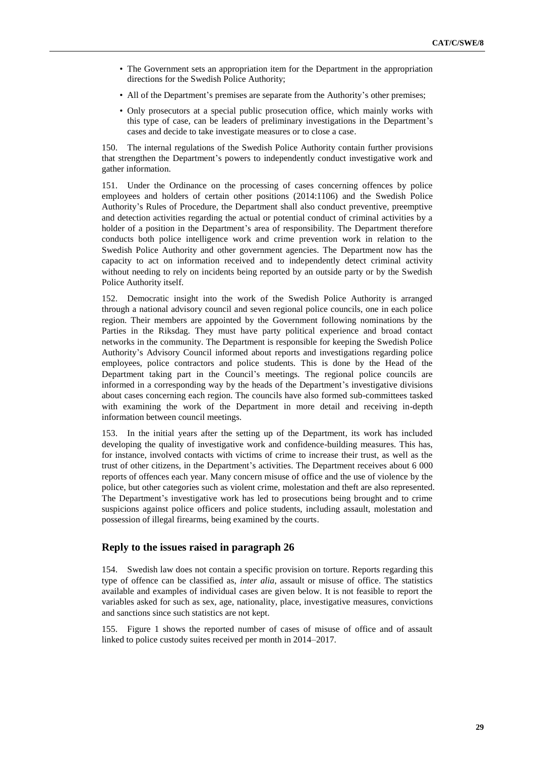- The Government sets an appropriation item for the Department in the appropriation directions for the Swedish Police Authority;
- All of the Department's premises are separate from the Authority's other premises;
- Only prosecutors at a special public prosecution office, which mainly works with this type of case, can be leaders of preliminary investigations in the Department's cases and decide to take investigate measures or to close a case.

150. The internal regulations of the Swedish Police Authority contain further provisions that strengthen the Department's powers to independently conduct investigative work and gather information.

151. Under the Ordinance on the processing of cases concerning offences by police employees and holders of certain other positions (2014:1106) and the Swedish Police Authority's Rules of Procedure, the Department shall also conduct preventive, preemptive and detection activities regarding the actual or potential conduct of criminal activities by a holder of a position in the Department's area of responsibility. The Department therefore conducts both police intelligence work and crime prevention work in relation to the Swedish Police Authority and other government agencies. The Department now has the capacity to act on information received and to independently detect criminal activity without needing to rely on incidents being reported by an outside party or by the Swedish Police Authority itself.

152. Democratic insight into the work of the Swedish Police Authority is arranged through a national advisory council and seven regional police councils, one in each police region. Their members are appointed by the Government following nominations by the Parties in the Riksdag. They must have party political experience and broad contact networks in the community. The Department is responsible for keeping the Swedish Police Authority's Advisory Council informed about reports and investigations regarding police employees, police contractors and police students. This is done by the Head of the Department taking part in the Council's meetings. The regional police councils are informed in a corresponding way by the heads of the Department's investigative divisions about cases concerning each region. The councils have also formed sub-committees tasked with examining the work of the Department in more detail and receiving in-depth information between council meetings.

153. In the initial years after the setting up of the Department, its work has included developing the quality of investigative work and confidence-building measures. This has, for instance, involved contacts with victims of crime to increase their trust, as well as the trust of other citizens, in the Department's activities. The Department receives about 6 000 reports of offences each year. Many concern misuse of office and the use of violence by the police, but other categories such as violent crime, molestation and theft are also represented. The Department's investigative work has led to prosecutions being brought and to crime suspicions against police officers and police students, including assault, molestation and possession of illegal firearms, being examined by the courts.

## Reply to the issues raised in paragraph 26

154. Swedish law does not contain a specific provision on torture. Reports regarding this type of offence can be classified as, *inter alia*, assault or misuse of office. The statistics available and examples of individual cases are given below. It is not feasible to report the variables asked for such as sex, age, nationality, place, investigative measures, convictions and sanctions since such statistics are not kept.

155. Figure 1 shows the reported number of cases of misuse of office and of assault linked to police custody suites received per month in 2014–2017.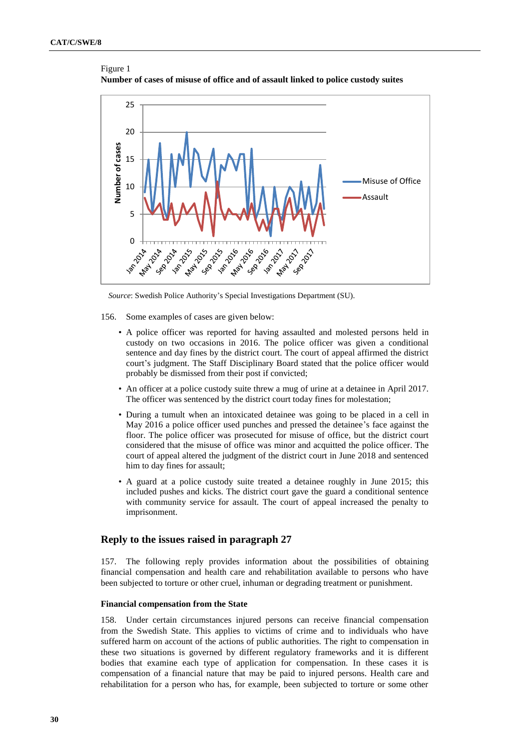Figure 1
**Number of cases of misuse of office and of assault linked to police custody suites**

Number of cases

25
20
15
10
5
0

Jan 2014
May 2014
Sep 2014
Jan 2015
May 2015
Sep 2015
Jan 2016
May 2016
Sep 2016
Jan 2017
May 2017
Sep 2017

Misuse of Office
Assault

*Source*: Swedish Police Authority's Special Investigations Department (SU).

156. Some examples of cases are given below:

- A police officer was reported for having assaulted and molested persons held in custody on two occasions in 2016. The police officer was given a conditional sentence and day fines by the district court. The court of appeal affirmed the district court's judgment. The Staff Disciplinary Board stated that the police officer would probably be dismissed from their post if convicted;
- An officer at a police custody suite threw a mug of urine at a detainee in April 2017. The officer was sentenced by the district court today fines for molestation;
- During a tumult when an intoxicated detainee was going to be placed in a cell in May 2016 a police officer used punches and pressed the detainee's face against the floor. The police officer was prosecuted for misuse of office, but the district court considered that the misuse of office was minor and acquitted the police officer. The court of appeal altered the judgment of the district court in June 2018 and sentenced him to day fines for assault;
- A guard at a police custody suite treated a detainee roughly in June 2015; this included pushes and kicks. The district court gave the guard a conditional sentence with community service for assault. The court of appeal increased the penalty to imprisonment.

## Reply to the issues raised in paragraph 27

157. The following reply provides information about the possibilities of obtaining financial compensation and health care and rehabilitation available to persons who have been subjected to torture or other cruel, inhuman or degrading treatment or punishment.

### Financial compensation from the State

158. Under certain circumstances injured persons can receive financial compensation from the Swedish State. This applies to victims of crime and to individuals who have suffered harm on account of the actions of public authorities. The right to compensation in these two situations is governed by different regulatory frameworks and it is different bodies that examine each type of application for compensation. In these cases it is compensation of a financial nature that may be paid to injured persons. Health care and rehabilitation for a person who has, for example, been subjected to torture or some other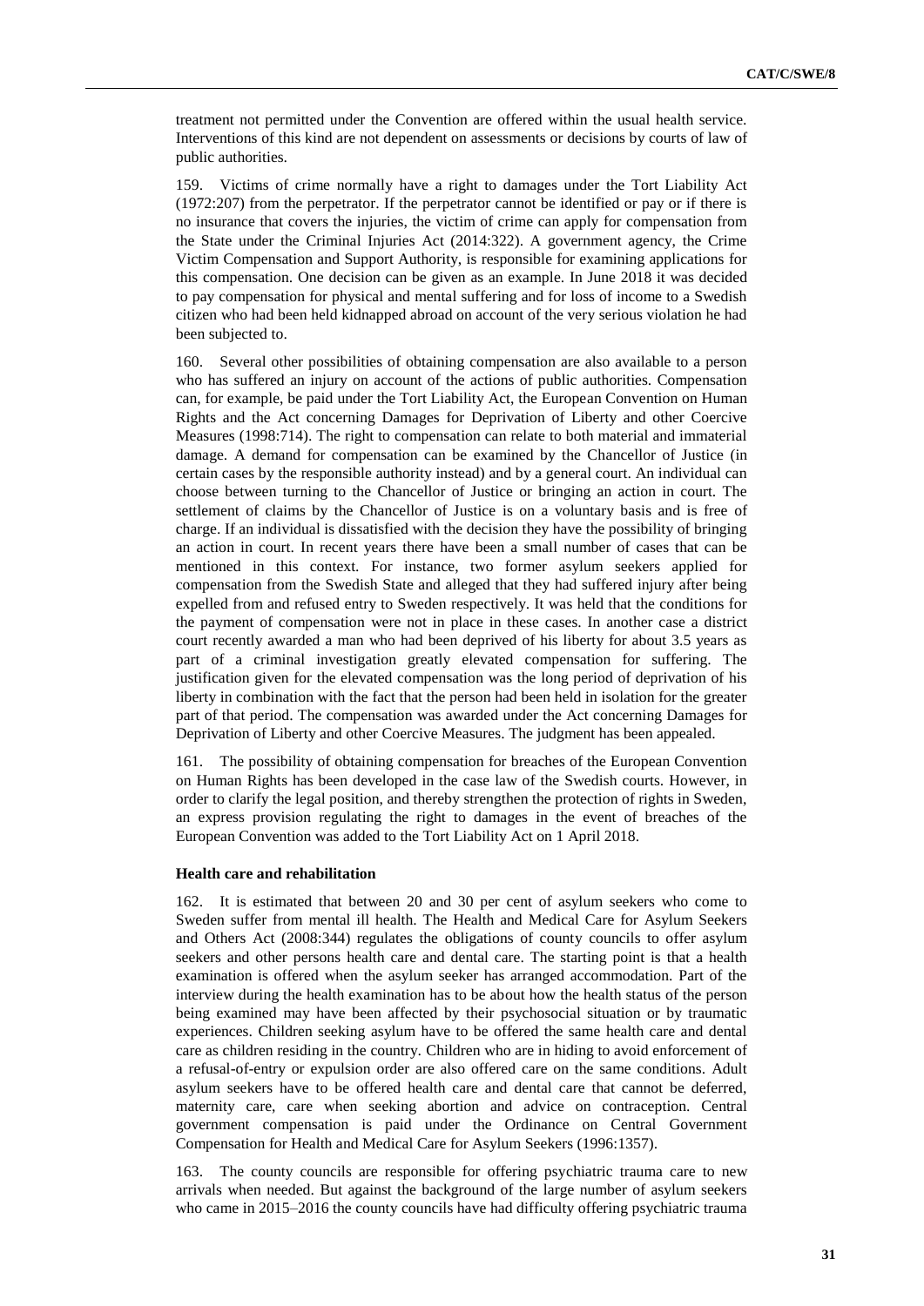treatment not permitted under the Convention are offered within the usual health service. Interventions of this kind are not dependent on assessments or decisions by courts of law of public authorities.

159. Victims of crime normally have a right to damages under the Tort Liability Act (1972:207) from the perpetrator. If the perpetrator cannot be identified or pay or if there is no insurance that covers the injuries, the victim of crime can apply for compensation from the State under the Criminal Injuries Act (2014:322). A government agency, the Crime Victim Compensation and Support Authority, is responsible for examining applications for this compensation. One decision can be given as an example. In June 2018 it was decided to pay compensation for physical and mental suffering and for loss of income to a Swedish citizen who had been held kidnapped abroad on account of the very serious violation he had been subjected to.

160. Several other possibilities of obtaining compensation are also available to a person who has suffered an injury on account of the actions of public authorities. Compensation can, for example, be paid under the Tort Liability Act, the European Convention on Human Rights and the Act concerning Damages for Deprivation of Liberty and other Coercive Measures (1998:714). The right to compensation can relate to both material and immaterial damage. A demand for compensation can be examined by the Chancellor of Justice (in certain cases by the responsible authority instead) and by a general court. An individual can choose between turning to the Chancellor of Justice or bringing an action in court. The settlement of claims by the Chancellor of Justice is on a voluntary basis and is free of charge. If an individual is dissatisfied with the decision they have the possibility of bringing an action in court. In recent years there have been a small number of cases that can be mentioned in this context. For instance, two former asylum seekers applied for compensation from the Swedish State and alleged that they had suffered injury after being expelled from and refused entry to Sweden respectively. It was held that the conditions for the payment of compensation were not in place in these cases. In another case a district court recently awarded a man who had been deprived of his liberty for about 3.5 years as part of a criminal investigation greatly elevated compensation for suffering. The justification given for the elevated compensation was the long period of deprivation of his liberty in combination with the fact that the person had been held in isolation for the greater part of that period. The compensation was awarded under the Act concerning Damages for Deprivation of Liberty and other Coercive Measures. The judgment has been appealed.

161. The possibility of obtaining compensation for breaches of the European Convention on Human Rights has been developed in the case law of the Swedish courts. However, in order to clarify the legal position, and thereby strengthen the protection of rights in Sweden, an express provision regulating the right to damages in the event of breaches of the European Convention was added to the Tort Liability Act on 1 April 2018.

**Health care and rehabilitation**

162. It is estimated that between 20 and 30 per cent of asylum seekers who come to Sweden suffer from mental ill health. The Health and Medical Care for Asylum Seekers and Others Act (2008:344) regulates the obligations of county councils to offer asylum seekers and other persons health care and dental care. The starting point is that a health examination is offered when the asylum seeker has arranged accommodation. Part of the interview during the health examination has to be about how the health status of the person being examined may have been affected by their psychosocial situation or by traumatic experiences. Children seeking asylum have to be offered the same health care and dental care as children residing in the country. Children who are in hiding to avoid enforcement of a refusal-of-entry or expulsion order are also offered care on the same conditions. Adult asylum seekers have to be offered health care and dental care that cannot be deferred, maternity care, care when seeking abortion and advice on contraception. Central government compensation is paid under the Ordinance on Central Government Compensation for Health and Medical Care for Asylum Seekers (1996:1357).

163. The county councils are responsible for offering psychiatric trauma care to new arrivals when needed. But against the background of the large number of asylum seekers who came in 2015–2016 the county councils have had difficulty offering psychiatric trauma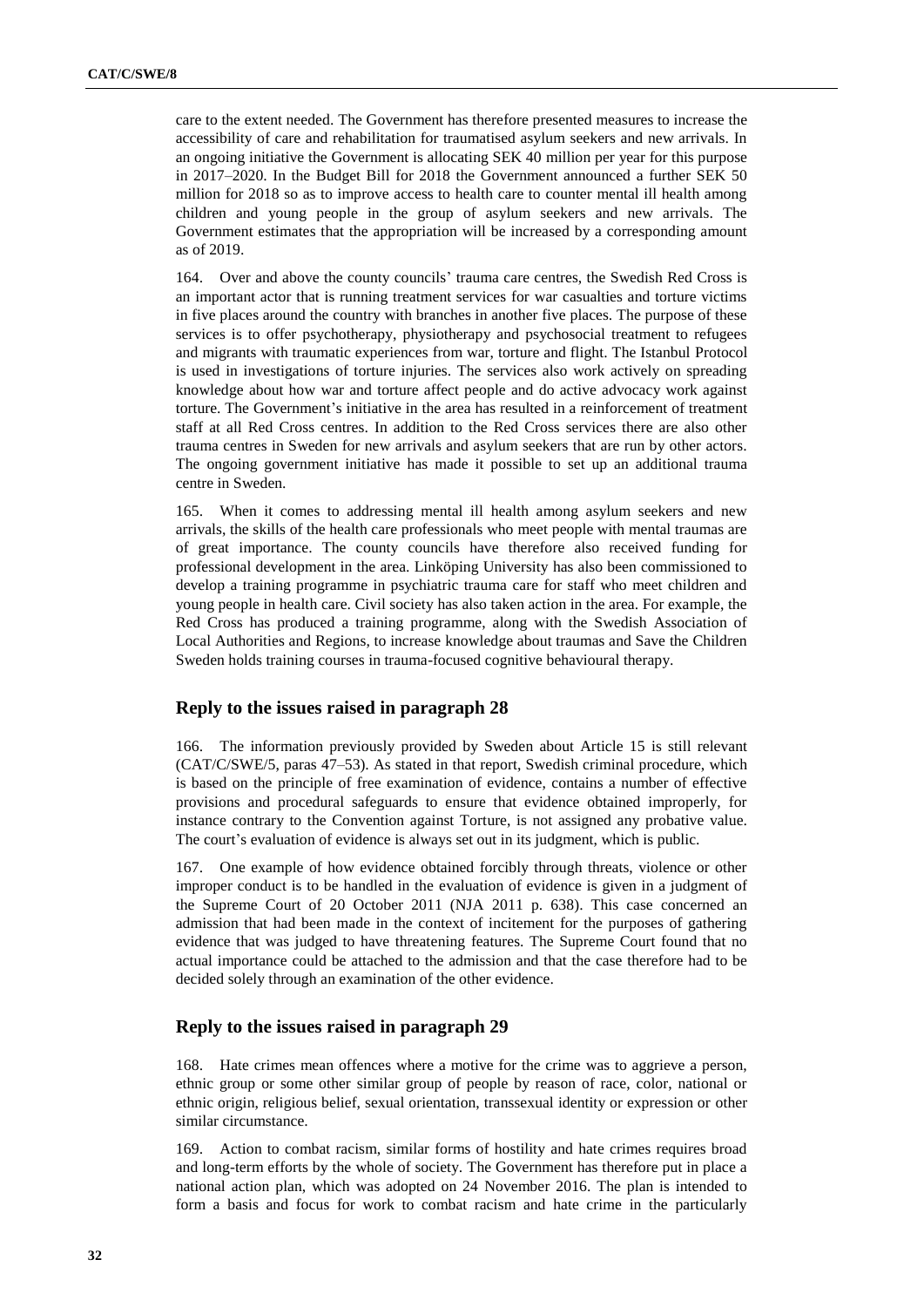care to the extent needed. The Government has therefore presented measures to increase the accessibility of care and rehabilitation for traumatised asylum seekers and new arrivals. In an ongoing initiative the Government is allocating SEK 40 million per year for this purpose in 2017–2020. In the Budget Bill for 2018 the Government announced a further SEK 50 million for 2018 so as to improve access to health care to counter mental ill health among children and young people in the group of asylum seekers and new arrivals. The Government estimates that the appropriation will be increased by a corresponding amount as of 2019.

164. Over and above the county councils' trauma care centres, the Swedish Red Cross is an important actor that is running treatment services for war casualties and torture victims in five places around the country with branches in another five places. The purpose of these services is to offer psychotherapy, physiotherapy and psychosocial treatment to refugees and migrants with traumatic experiences from war, torture and flight. The Istanbul Protocol is used in investigations of torture injuries. The services also work actively on spreading knowledge about how war and torture affect people and do active advocacy work against torture. The Government's initiative in the area has resulted in a reinforcement of treatment staff at all Red Cross centres. In addition to the Red Cross services there are also other trauma centres in Sweden for new arrivals and asylum seekers that are run by other actors. The ongoing government initiative has made it possible to set up an additional trauma centre in Sweden.

165. When it comes to addressing mental ill health among asylum seekers and new arrivals, the skills of the health care professionals who meet people with mental traumas are of great importance. The county councils have therefore also received funding for professional development in the area. Linköping University has also been commissioned to develop a training programme in psychiatric trauma care for staff who meet children and young people in health care. Civil society has also taken action in the area. For example, the Red Cross has produced a training programme, along with the Swedish Association of Local Authorities and Regions, to increase knowledge about traumas and Save the Children Sweden holds training courses in trauma-focused cognitive behavioural therapy.

## Reply to the issues raised in paragraph 28

166. The information previously provided by Sweden about Article 15 is still relevant (CAT/C/SWE/5, paras 47–53). As stated in that report, Swedish criminal procedure, which is based on the principle of free examination of evidence, contains a number of effective provisions and procedural safeguards to ensure that evidence obtained improperly, for instance contrary to the Convention against Torture, is not assigned any probative value. The court's evaluation of evidence is always set out in its judgment, which is public.

167. One example of how evidence obtained forcibly through threats, violence or other improper conduct is to be handled in the evaluation of evidence is given in a judgment of the Supreme Court of 20 October 2011 (NJA 2011 p. 638). This case concerned an admission that had been made in the context of incitement for the purposes of gathering evidence that was judged to have threatening features. The Supreme Court found that no actual importance could be attached to the admission and that the case therefore had to be decided solely through an examination of the other evidence.

## Reply to the issues raised in paragraph 29

168. Hate crimes mean offences where a motive for the crime was to aggrieve a person, ethnic group or some other similar group of people by reason of race, color, national or ethnic origin, religious belief, sexual orientation, transsexual identity or expression or other similar circumstance.

169. Action to combat racism, similar forms of hostility and hate crimes requires broad and long-term efforts by the whole of society. The Government has therefore put in place a national action plan, which was adopted on 24 November 2016. The plan is intended to form a basis and focus for work to combat racism and hate crime in the particularly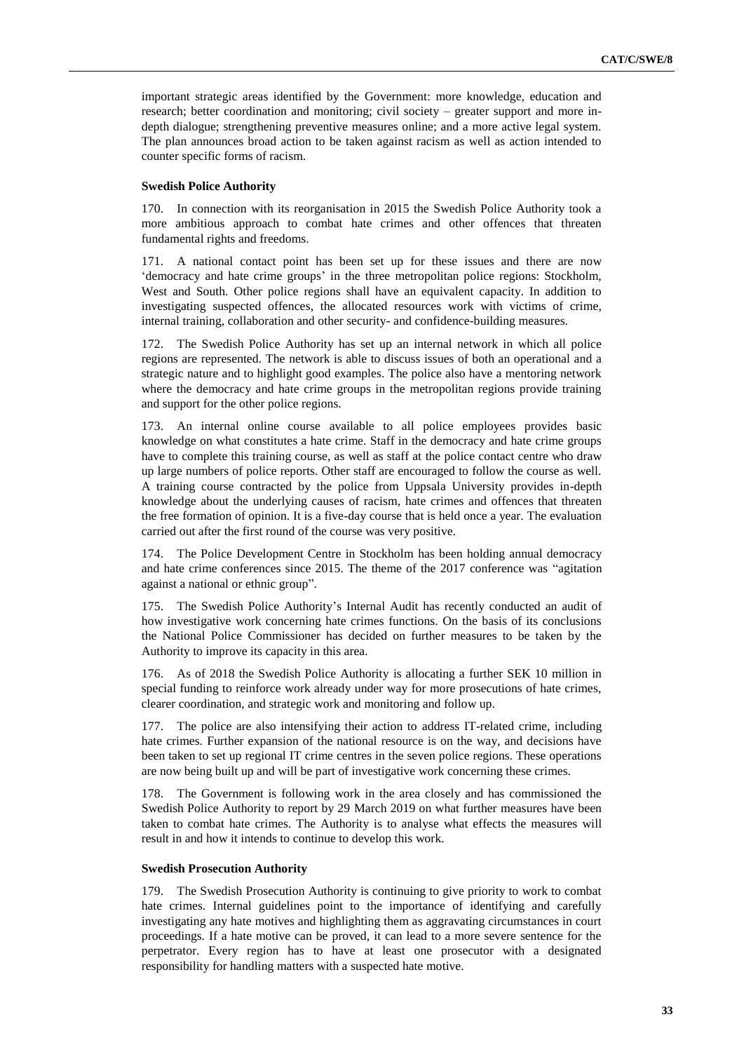important strategic areas identified by the Government: more knowledge, education and research; better coordination and monitoring; civil society – greater support and more in-depth dialogue; strengthening preventive measures online; and a more active legal system. The plan announces broad action to be taken against racism as well as action intended to counter specific forms of racism.

**Swedish Police Authority**

170. In connection with its reorganisation in 2015 the Swedish Police Authority took a more ambitious approach to combat hate crimes and other offences that threaten fundamental rights and freedoms.

171. A national contact point has been set up for these issues and there are now 'democracy and hate crime groups' in the three metropolitan police regions: Stockholm, West and South. Other police regions shall have an equivalent capacity. In addition to investigating suspected offences, the allocated resources work with victims of crime, internal training, collaboration and other security- and confidence-building measures.

172. The Swedish Police Authority has set up an internal network in which all police regions are represented. The network is able to discuss issues of both an operational and a strategic nature and to highlight good examples. The police also have a mentoring network where the democracy and hate crime groups in the metropolitan regions provide training and support for the other police regions.

173. An internal online course available to all police employees provides basic knowledge on what constitutes a hate crime. Staff in the democracy and hate crime groups have to complete this training course, as well as staff at the police contact centre who draw up large numbers of police reports. Other staff are encouraged to follow the course as well. A training course contracted by the police from Uppsala University provides in-depth knowledge about the underlying causes of racism, hate crimes and offences that threaten the free formation of opinion. It is a five-day course that is held once a year. The evaluation carried out after the first round of the course was very positive.

174. The Police Development Centre in Stockholm has been holding annual democracy and hate crime conferences since 2015. The theme of the 2017 conference was "agitation against a national or ethnic group".

175. The Swedish Police Authority's Internal Audit has recently conducted an audit of how investigative work concerning hate crimes functions. On the basis of its conclusions the National Police Commissioner has decided on further measures to be taken by the Authority to improve its capacity in this area.

176. As of 2018 the Swedish Police Authority is allocating a further SEK 10 million in special funding to reinforce work already under way for more prosecutions of hate crimes, clearer coordination, and strategic work and monitoring and follow up.

177. The police are also intensifying their action to address IT-related crime, including hate crimes. Further expansion of the national resource is on the way, and decisions have been taken to set up regional IT crime centres in the seven police regions. These operations are now being built up and will be part of investigative work concerning these crimes.

178. The Government is following work in the area closely and has commissioned the Swedish Police Authority to report by 29 March 2019 on what further measures have been taken to combat hate crimes. The Authority is to analyse what effects the measures will result in and how it intends to continue to develop this work.

**Swedish Prosecution Authority**

179. The Swedish Prosecution Authority is continuing to give priority to work to combat hate crimes. Internal guidelines point to the importance of identifying and carefully investigating any hate motives and highlighting them as aggravating circumstances in court proceedings. If a hate motive can be proved, it can lead to a more severe sentence for the perpetrator. Every region has to have at least one prosecutor with a designated responsibility for handling matters with a suspected hate motive.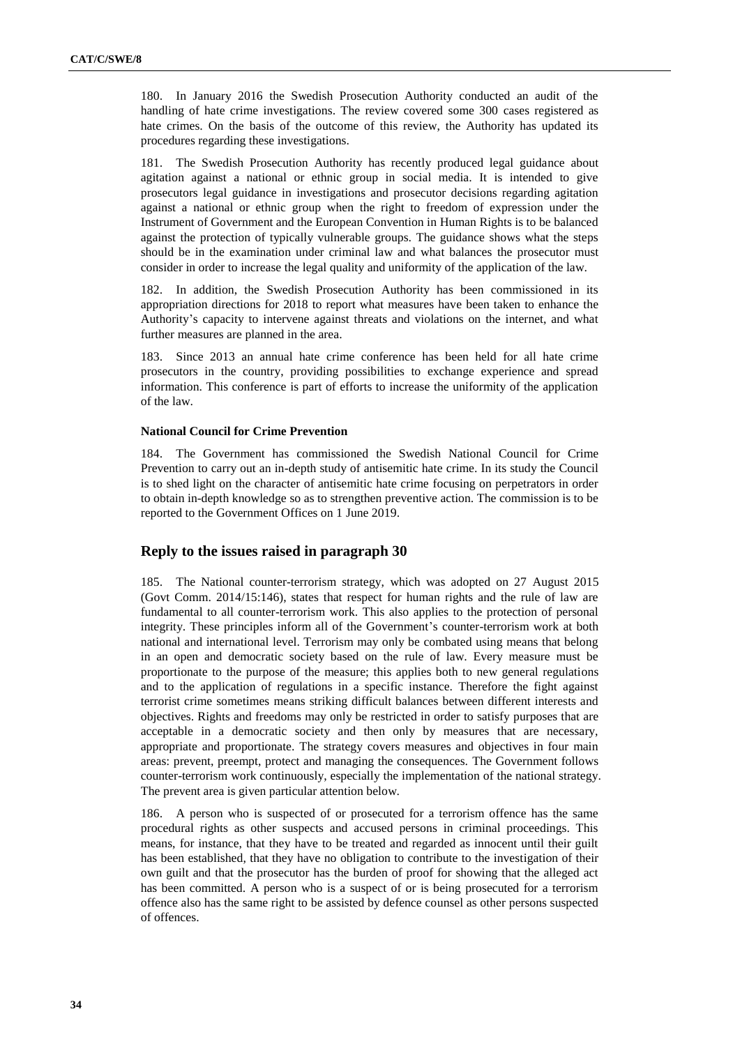180. In January 2016 the Swedish Prosecution Authority conducted an audit of the handling of hate crime investigations. The review covered some 300 cases registered as hate crimes. On the basis of the outcome of this review, the Authority has updated its procedures regarding these investigations.

181. The Swedish Prosecution Authority has recently produced legal guidance about agitation against a national or ethnic group in social media. It is intended to give prosecutors legal guidance in investigations and prosecutor decisions regarding agitation against a national or ethnic group when the right to freedom of expression under the Instrument of Government and the European Convention in Human Rights is to be balanced against the protection of typically vulnerable groups. The guidance shows what the steps should be in the examination under criminal law and what balances the prosecutor must consider in order to increase the legal quality and uniformity of the application of the law.

182. In addition, the Swedish Prosecution Authority has been commissioned in its appropriation directions for 2018 to report what measures have been taken to enhance the Authority's capacity to intervene against threats and violations on the internet, and what further measures are planned in the area.

183. Since 2013 an annual hate crime conference has been held for all hate crime prosecutors in the country, providing possibilities to exchange experience and spread information. This conference is part of efforts to increase the uniformity of the application of the law.

**National Council for Crime Prevention**

184. The Government has commissioned the Swedish National Council for Crime Prevention to carry out an in-depth study of antisemitic hate crime. In its study the Council is to shed light on the character of antisemitic hate crime focusing on perpetrators in order to obtain in-depth knowledge so as to strengthen preventive action. The commission is to be reported to the Government Offices on 1 June 2019.

## Reply to the issues raised in paragraph 30

185. The National counter-terrorism strategy, which was adopted on 27 August 2015 (Govt Comm. 2014/15:146), states that respect for human rights and the rule of law are fundamental to all counter-terrorism work. This also applies to the protection of personal integrity. These principles inform all of the Government's counter-terrorism work at both national and international level. Terrorism may only be combated using means that belong in an open and democratic society based on the rule of law. Every measure must be proportionate to the purpose of the measure; this applies both to new general regulations and to the application of regulations in a specific instance. Therefore the fight against terrorist crime sometimes means striking difficult balances between different interests and objectives. Rights and freedoms may only be restricted in order to satisfy purposes that are acceptable in a democratic society and then only by measures that are necessary, appropriate and proportionate. The strategy covers measures and objectives in four main areas: prevent, preempt, protect and managing the consequences. The Government follows counter-terrorism work continuously, especially the implementation of the national strategy. The prevent area is given particular attention below.

186. A person who is suspected of or prosecuted for a terrorism offence has the same procedural rights as other suspects and accused persons in criminal proceedings. This means, for instance, that they have to be treated and regarded as innocent until their guilt has been established, that they have no obligation to contribute to the investigation of their own guilt and that the prosecutor has the burden of proof for showing that the alleged act has been committed. A person who is a suspect of or is being prosecuted for a terrorism offence also has the same right to be assisted by defence counsel as other persons suspected of offences.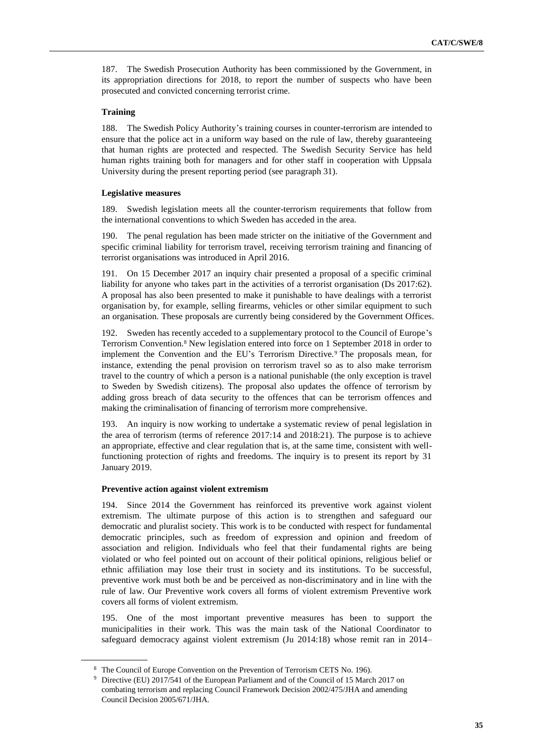187. The Swedish Prosecution Authority has been commissioned by the Government, in its appropriation directions for 2018, to report the number of suspects who have been prosecuted and convicted concerning terrorist crime.

### Training

188. The Swedish Policy Authority's training courses in counter-terrorism are intended to ensure that the police act in a uniform way based on the rule of law, thereby guaranteeing that human rights are protected and respected. The Swedish Security Service has held human rights training both for managers and for other staff in cooperation with Uppsala University during the present reporting period (see paragraph 31).

### Legislative measures

189. Swedish legislation meets all the counter-terrorism requirements that follow from the international conventions to which Sweden has acceded in the area.

190. The penal regulation has been made stricter on the initiative of the Government and specific criminal liability for terrorism travel, receiving terrorism training and financing of terrorist organisations was introduced in April 2016.

191. On 15 December 2017 an inquiry chair presented a proposal of a specific criminal liability for anyone who takes part in the activities of a terrorist organisation (Ds 2017:62). A proposal has also been presented to make it punishable to have dealings with a terrorist organisation by, for example, selling firearms, vehicles or other similar equipment to such an organisation. These proposals are currently being considered by the Government Offices.

192. Sweden has recently acceded to a supplementary protocol to the Council of Europe's Terrorism Convention.[8] New legislation entered into force on 1 September 2018 in order to implement the Convention and the EU's Terrorism Directive.[9] The proposals mean, for instance, extending the penal provision on terrorism travel so as to also make terrorism travel to the country of which a person is a national punishable (the only exception is travel to Sweden by Swedish citizens). The proposal also updates the offence of terrorism by adding gross breach of data security to the offences that can be terrorism offences and making the criminalisation of financing of terrorism more comprehensive.

193. An inquiry is now working to undertake a systematic review of penal legislation in the area of terrorism (terms of reference 2017:14 and 2018:21). The purpose is to achieve an appropriate, effective and clear regulation that is, at the same time, consistent with well-functioning protection of rights and freedoms. The inquiry is to present its report by 31 January 2019.

### Preventive action against violent extremism

194. Since 2014 the Government has reinforced its preventive work against violent extremism. The ultimate purpose of this action is to strengthen and safeguard our democratic and pluralist society. This work is to be conducted with respect for fundamental democratic principles, such as freedom of expression and opinion and freedom of association and religion. Individuals who feel that their fundamental rights are being violated or who feel pointed out on account of their political opinions, religious belief or ethnic affiliation may lose their trust in society and its institutions. To be successful, preventive work must both be and be perceived as non-discriminatory and in line with the rule of law. Our Preventive work covers all forms of violent extremism Preventive work covers all forms of violent extremism.

195. One of the most important preventive measures has been to support the municipalities in their work. This was the main task of the National Coordinator to safeguard democracy against violent extremism (Ju 2014:18) whose remit ran in 2014–

---

[8] The Council of Europe Convention on the Prevention of Terrorism CETS No. 196).

[9] Directive (EU) 2017/541 of the European Parliament and of the Council of 15 March 2017 on combating terrorism and replacing Council Framework Decision 2002/475/JHA and amending Council Decision 2005/671/JHA.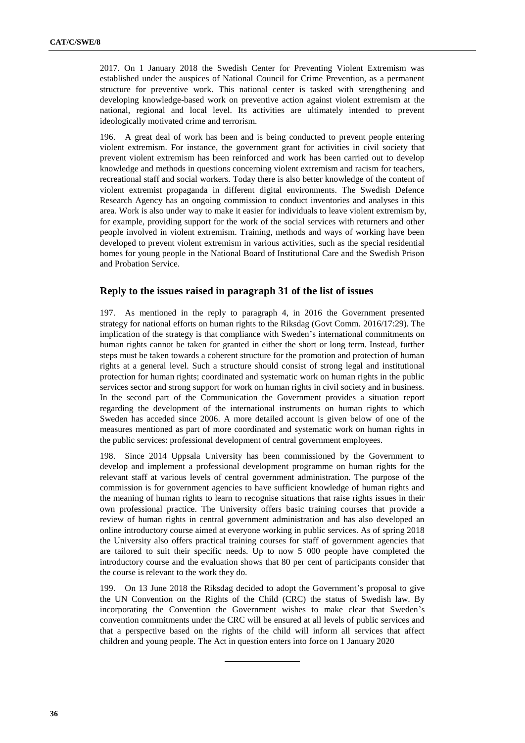2017. On 1 January 2018 the Swedish Center for Preventing Violent Extremism was established under the auspices of National Council for Crime Prevention, as a permanent structure for preventive work. This national center is tasked with strengthening and developing knowledge-based work on preventive action against violent extremism at the national, regional and local level. Its activities are ultimately intended to prevent ideologically motivated crime and terrorism.

196. A great deal of work has been and is being conducted to prevent people entering violent extremism. For instance, the government grant for activities in civil society that prevent violent extremism has been reinforced and work has been carried out to develop knowledge and methods in questions concerning violent extremism and racism for teachers, recreational staff and social workers. Today there is also better knowledge of the content of violent extremist propaganda in different digital environments. The Swedish Defence Research Agency has an ongoing commission to conduct inventories and analyses in this area. Work is also under way to make it easier for individuals to leave violent extremism by, for example, providing support for the work of the social services with returners and other people involved in violent extremism. Training, methods and ways of working have been developed to prevent violent extremism in various activities, such as the special residential homes for young people in the National Board of Institutional Care and the Swedish Prison and Probation Service.

## Reply to the issues raised in paragraph 31 of the list of issues

197. As mentioned in the reply to paragraph 4, in 2016 the Government presented strategy for national efforts on human rights to the Riksdag (Govt Comm. 2016/17:29). The implication of the strategy is that compliance with Sweden's international commitments on human rights cannot be taken for granted in either the short or long term. Instead, further steps must be taken towards a coherent structure for the promotion and protection of human rights at a general level. Such a structure should consist of strong legal and institutional protection for human rights; coordinated and systematic work on human rights in the public services sector and strong support for work on human rights in civil society and in business. In the second part of the Communication the Government provides a situation report regarding the development of the international instruments on human rights to which Sweden has acceded since 2006. A more detailed account is given below of one of the measures mentioned as part of more coordinated and systematic work on human rights in the public services: professional development of central government employees.

198. Since 2014 Uppsala University has been commissioned by the Government to develop and implement a professional development programme on human rights for the relevant staff at various levels of central government administration. The purpose of the commission is for government agencies to have sufficient knowledge of human rights and the meaning of human rights to learn to recognise situations that raise rights issues in their own professional practice. The University offers basic training courses that provide a review of human rights in central government administration and has also developed an online introductory course aimed at everyone working in public services. As of spring 2018 the University also offers practical training courses for staff of government agencies that are tailored to suit their specific needs. Up to now 5 000 people have completed the introductory course and the evaluation shows that 80 per cent of participants consider that the course is relevant to the work they do.

199. On 13 June 2018 the Riksdag decided to adopt the Government's proposal to give the UN Convention on the Rights of the Child (CRC) the status of Swedish law. By incorporating the Convention the Government wishes to make clear that Sweden's convention commitments under the CRC will be ensured at all levels of public services and that a perspective based on the rights of the child will inform all services that affect children and young people. The Act in question enters into force on 1 January 2020